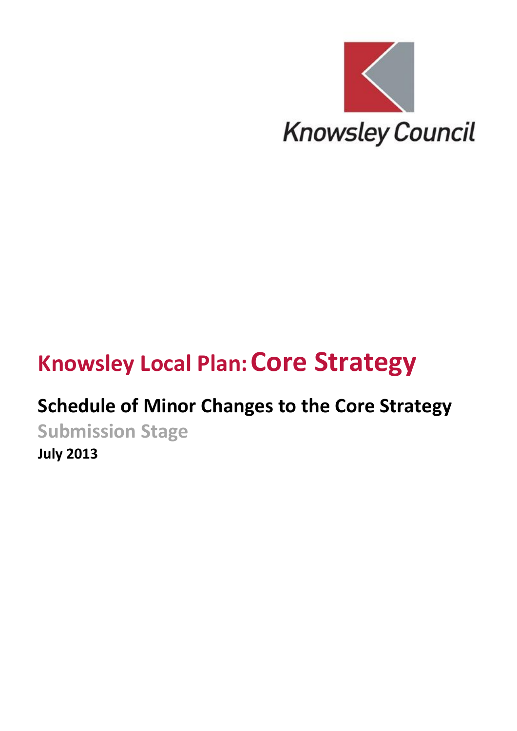Knowsley Council

# Knowsley Local Plan: Core Strategy

## Schedule of Minor Changes to the Core Strategy

**Submission Stage**

**July 2013**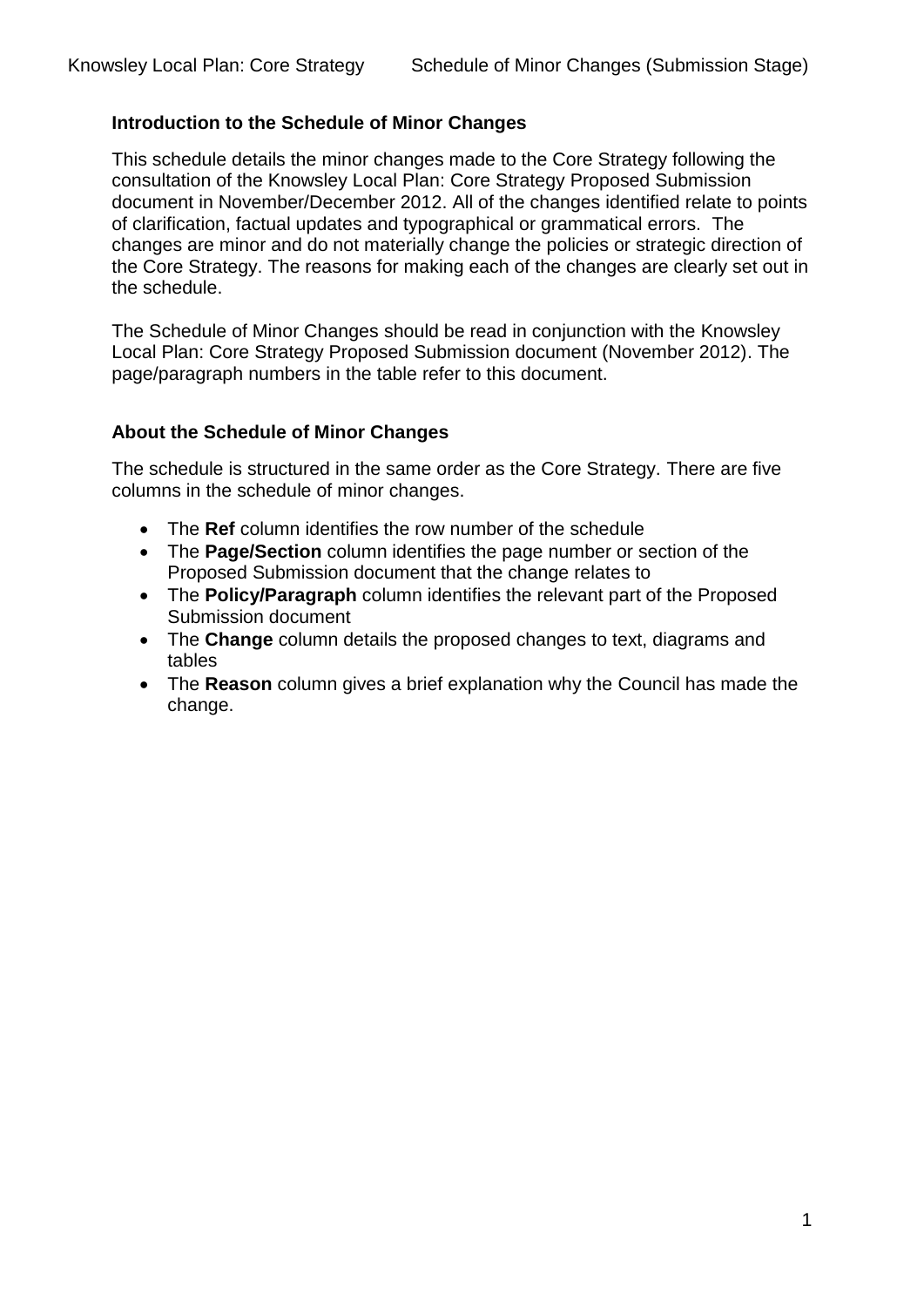## Introduction to the Schedule of Minor Changes

This schedule details the minor changes made to the Core Strategy following the consultation of the Knowsley Local Plan: Core Strategy Proposed Submission document in November/December 2012. All of the changes identified relate to points of clarification, factual updates and typographical or grammatical errors. The changes are minor and do not materially change the policies or strategic direction of the Core Strategy. The reasons for making each of the changes are clearly set out in the schedule.

The Schedule of Minor Changes should be read in conjunction with the Knowsley Local Plan: Core Strategy Proposed Submission document (November 2012). The page/paragraph numbers in the table refer to this document.

## About the Schedule of Minor Changes

The schedule is structured in the same order as the Core Strategy. There are five columns in the schedule of minor changes.

- The **Ref** column identifies the row number of the schedule
- The **Page/Section** column identifies the page number or section of the Proposed Submission document that the change relates to
- The **Policy/Paragraph** column identifies the relevant part of the Proposed Submission document
- The **Change** column details the proposed changes to text, diagrams and tables
- The **Reason** column gives a brief explanation why the Council has made the change.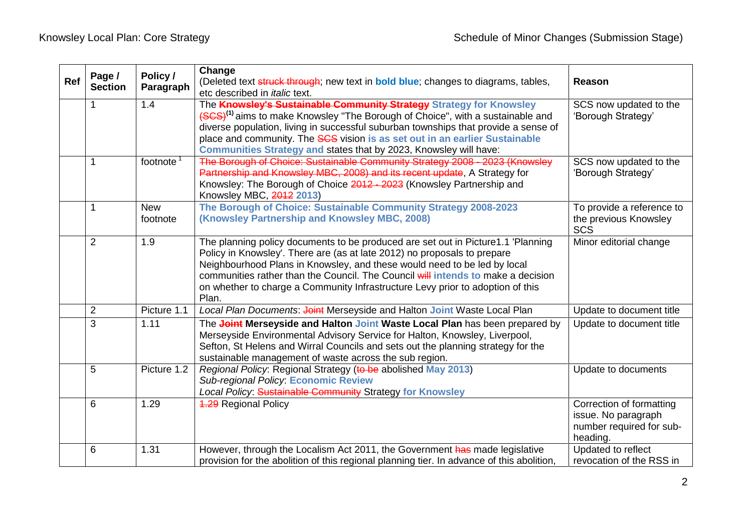| Ref | Page / Section | Policy / Paragraph | Change (Deleted text ~~struck through~~; new text in **bold blue**; changes to diagrams, tables, etc described in *italic* text. | Reason |
|---|---|---|---|---|
| | 1 | 1.4 | The ~~**Knowsley's Sustainable Community Strategy**~~ **Strategy for Knowsley** ~~(SCS)~~[(1)] aims to make Knowsley "The Borough of Choice", with a sustainable and diverse population, living in successful suburban townships that provide a sense of place and community. The ~~SCS~~ vision **is as set out in an earlier Sustainable Communities Strategy and** states that by 2023, Knowsley will have: | SCS now updated to the 'Borough Strategy' |
| | 1 | footnote [1] | ~~The Borough of Choice: Sustainable Community Strategy 2008 - 2023 (Knowsley Partnership and Knowsley MBC, 2008) and its recent update~~, A Strategy for Knowsley: The Borough of Choice ~~2012 - 2023~~ (Knowsley Partnership and Knowsley MBC, ~~2012~~ **2013**) | SCS now updated to the 'Borough Strategy' |
| | 1 | New footnote | **The Borough of Choice: Sustainable Community Strategy 2008-2023 (Knowsley Partnership and Knowsley MBC, 2008)** | To provide a reference to the previous Knowsley SCS |
| | 2 | 1.9 | The planning policy documents to be produced are set out in Picture1.1 'Planning Policy in Knowsley'. There are (as at late 2012) no proposals to prepare Neighbourhood Plans in Knowsley, and these would need to be led by local communities rather than the Council. The Council ~~will~~ **intends to** make a decision on whether to charge a Community Infrastructure Levy prior to adoption of this Plan. | Minor editorial change |
| | 2 | Picture 1.1 | *Local Plan Documents*: ~~Joint~~ Merseyside and Halton **Joint** Waste Local Plan | Update to document title |
| | 3 | 1.11 | The ~~**Joint**~~ **Merseyside and Halton** **Joint** **Waste Local Plan** has been prepared by Merseyside Environmental Advisory Service for Halton, Knowsley, Liverpool, Sefton, St Helens and Wirral Councils and sets out the planning strategy for the sustainable management of waste across the sub region. | Update to document title |
| | 5 | Picture 1.2 | *Regional Policy*: Regional Strategy (~~to be~~ abolished **May 2013**)<br>*Sub-regional Policy*: **Economic Review**<br>*Local Policy*: ~~Sustainable Community~~ Strategy **for Knowsley** | Update to documents |
| | 6 | 1.29 | ~~1.29~~ Regional Policy | Correction of formatting issue. No paragraph number required for sub-heading. |
| | 6 | 1.31 | However, through the Localism Act 2011, the Government ~~has~~ made legislative provision for the abolition of this regional planning tier. In advance of this abolition, | Updated to reflect revocation of the RSS in |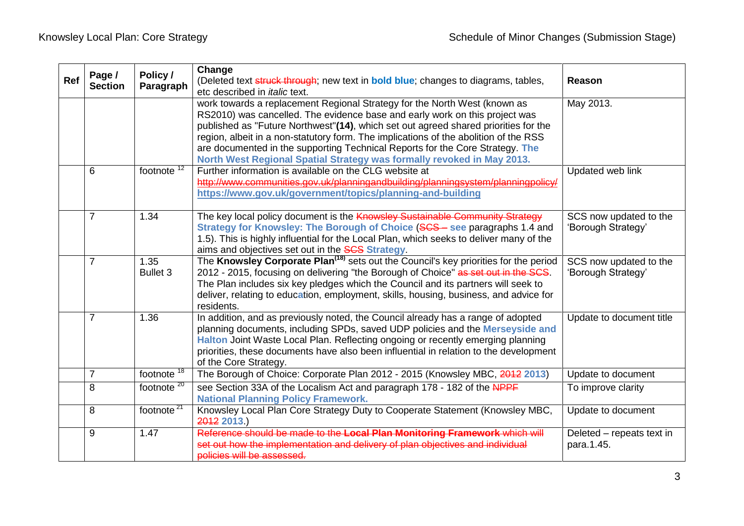| Ref | Page / Section | Policy / Paragraph | Change (Deleted text ~~struck through~~; new text in **bold blue**; changes to diagrams, tables, etc described in *italic* text. | Reason |
|---|---|---|---|---|
| | | | work towards a replacement Regional Strategy for the North West (known as RS2010) was cancelled. The evidence base and early work on this project was published as "Future Northwest"**(14)**, which set out agreed shared priorities for the region, albeit in a non-statutory form. The implications of the abolition of the RSS are documented in the supporting Technical Reports for the Core Strategy. **The North West Regional Spatial Strategy was formally revoked in May 2013.** | May 2013. |
| | 6 | footnote [12] | Further information is available on the CLG website at ~~http://www.communities.gov.uk/planningandbuilding/planningsystem/planningpolicy/~~ **https://www.gov.uk/government/topics/planning-and-building** | Updated web link |
| | 7 | 1.34 | The key local policy document is the ~~Knowsley Sustainable Community Strategy~~ **Strategy for Knowsley: The Borough of Choice** (~~SCS –~~ **see** paragraphs 1.4 and 1.5). This is highly influential for the Local Plan, which seeks to deliver many of the aims and objectives set out in the ~~SCS~~ **Strategy**. | SCS now updated to the 'Borough Strategy' |
| | 7 | 1.35 Bullet 3 | The **Knowsley Corporate Plan**[18] sets out the Council's key priorities for the period 2012 - 2015, focusing on delivering "the Borough of Choice" ~~as set out in the SCS~~. The Plan includes six key pledges which the Council and its partners will seek to deliver, relating to educ**a**tion, employment, skills, housing, business, and advice for residents. | SCS now updated to the 'Borough Strategy' |
| | 7 | 1.36 | In addition, and as previously noted, the Council already has a range of adopted planning documents, including SPDs, saved UDP policies and the **Merseyside and Halton** Joint Waste Local Plan. Reflecting ongoing or recently emerging planning priorities, these documents have also been influential in relation to the development of the Core Strategy. | Update to document title |
| | 7 | footnote [18] | The Borough of Choice: Corporate Plan 2012 - 2015 (Knowsley MBC, ~~2012~~ **2013**) | Update to document |
| | 8 | footnote [20] | see Section 33A of the Localism Act and paragraph 178 - 182 of the ~~NPPF~~ **National Planning Policy Framework.** | To improve clarity |
| | 8 | footnote [21] | Knowsley Local Plan Core Strategy Duty to Cooperate Statement (Knowsley MBC, ~~2012~~ **2013**.) | Update to document |
| | 9 | 1.47 | ~~Reference should be made to the **Local Plan Monitoring Framework** which will set out how the implementation and delivery of plan objectives and individual policies will be assessed.~~ | Deleted – repeats text in para.1.45. |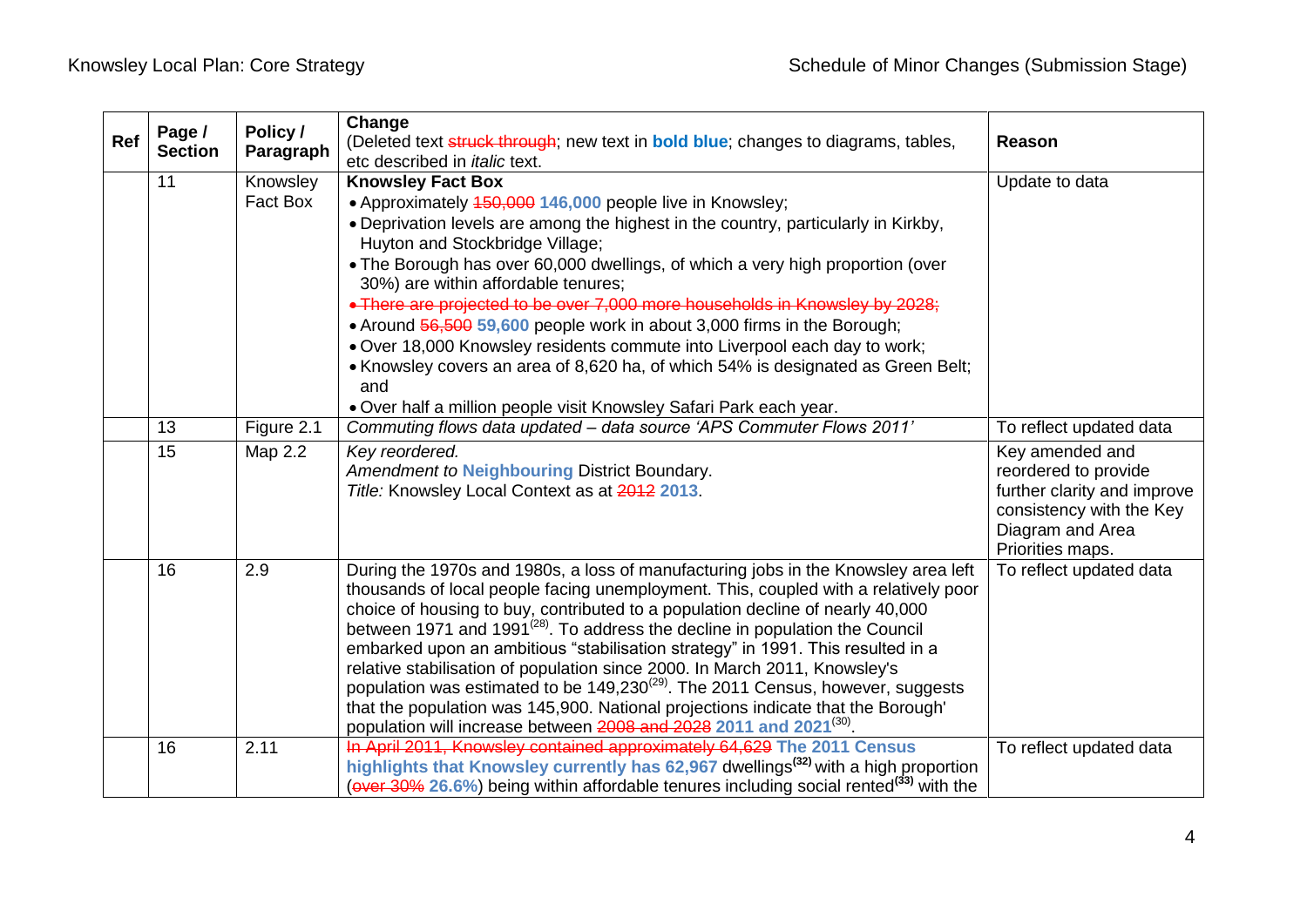| Ref | Page / Section | Policy / Paragraph | Change (Deleted text ~~struck through~~; new text in **bold blue**; changes to diagrams, tables, etc described in *italic* text. | Reason |
|---|---|---|---|---|
| | 11 | Knowsley Fact Box | **Knowsley Fact Box**<br>• Approximately ~~150,000~~ **146,000** people live in Knowsley;<br>• Deprivation levels are among the highest in the country, particularly in Kirkby, Huyton and Stockbridge Village;<br>• The Borough has over 60,000 dwellings, of which a very high proportion (over 30%) are within affordable tenures;<br>~~• There are projected to be over 7,000 more households in Knowsley by 2028;~~<br>• Around ~~56,500~~ **59,600** people work in about 3,000 firms in the Borough;<br>• Over 18,000 Knowsley residents commute into Liverpool each day to work;<br>• Knowsley covers an area of 8,620 ha, of which 54% is designated as Green Belt; and<br>• Over half a million people visit Knowsley Safari Park each year. | Update to data |
| | 13 | Figure 2.1 | *Commuting flows data updated – data source 'APS Commuter Flows 2011'* | To reflect updated data |
| | 15 | Map 2.2 | *Key reordered.*<br>*Amendment to* **Neighbouring** District Boundary.<br>*Title:* Knowsley Local Context as at ~~2012~~ **2013**. | Key amended and reordered to provide further clarity and improve consistency with the Key Diagram and Area Priorities maps. |
| | 16 | 2.9 | During the 1970s and 1980s, a loss of manufacturing jobs in the Knowsley area left thousands of local people facing unemployment. This, coupled with a relatively poor choice of housing to buy, contributed to a population decline of nearly 40,000 between 1971 and 1991[28]. To address the decline in population the Council embarked upon an ambitious "stabilisation strategy" in 1991. This resulted in a relative stabilisation of population since 2000. In March 2011, Knowsley's population was estimated to be 149,230[29]. The 2011 Census, however, suggests that the population was 145,900. National projections indicate that the Borough' population will increase between ~~2008 and 2028~~ **2011 and 2021**[30]. | To reflect updated data |
| | 16 | 2.11 | ~~In April 2011, Knowsley contained approximately 64,629~~ **The 2011 Census highlights that Knowsley currently has 62,967** dwellings[32] with a high proportion (~~over 30%~~ **26.6%**) being within affordable tenures including social rented[33] with the | To reflect updated data |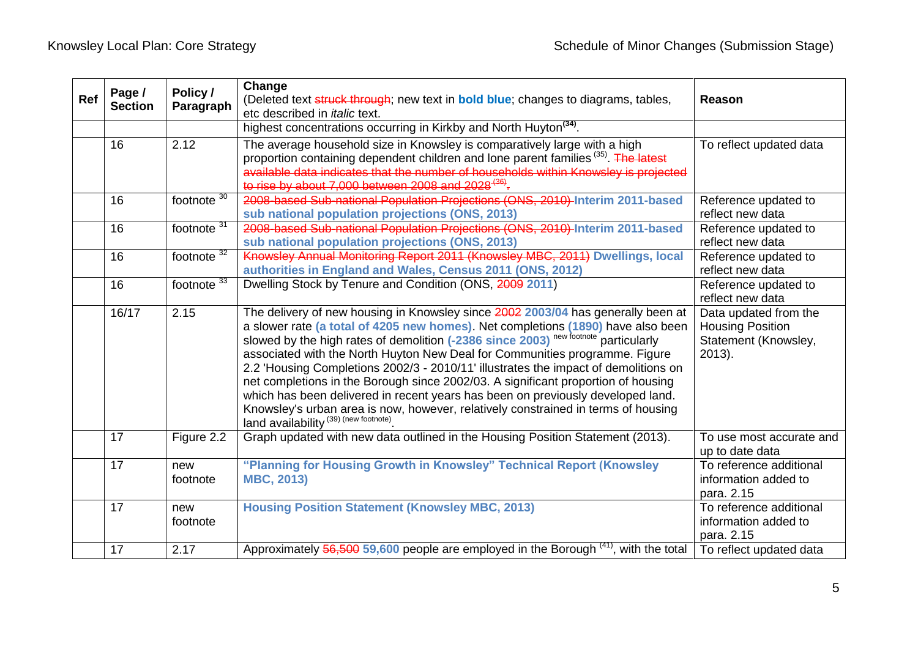| Ref | Page / Section | Policy / Paragraph | Change (Deleted text ~~struck through~~; new text in **bold blue**; changes to diagrams, tables, etc described in *italic* text. | Reason |
|---|---|---|---|---|
| | | | highest concentrations occurring in Kirkby and North Huyton[34]. | |
| | 16 | 2.12 | The average household size in Knowsley is comparatively large with a high proportion containing dependent children and lone parent families [35]. ~~The latest available data indicates that the number of households within Knowsley is projected to rise by about 7,000 between 2008 and 2028 [36].~~ | To reflect updated data |
| | 16 | footnote [30] | ~~2008-based Sub-national Population Projections (ONS, 2010)~~ **Interim 2011-based sub national population projections (ONS, 2013)** | Reference updated to reflect new data |
| | 16 | footnote [31] | ~~2008-based Sub-national Population Projections (ONS, 2010)~~ **Interim 2011-based sub national population projections (ONS, 2013)** | Reference updated to reflect new data |
| | 16 | footnote [32] | ~~Knowsley Annual Monitoring Report 2011 (Knowsley MBC, 2011)~~ **Dwellings, local authorities in England and Wales, Census 2011 (ONS, 2012)** | Reference updated to reflect new data |
| | 16 | footnote [33] | Dwelling Stock by Tenure and Condition (ONS, ~~2009~~ **2011**) | Reference updated to reflect new data |
| | 16/17 | 2.15 | The delivery of new housing in Knowsley since ~~2002~~ **2003/04** has generally been at a slower rate **(a total of 4205 new homes)**. Net completions **(1890)** have also been slowed by the high rates of demolition **(-2386 since 2003)** [new footnote] particularly associated with the North Huyton New Deal for Communities programme. Figure 2.2 'Housing Completions 2002/3 - 2010/11' illustrates the impact of demolitions on net completions in the Borough since 2002/03. A significant proportion of housing which has been delivered in recent years has been on previously developed land. Knowsley's urban area is now, however, relatively constrained in terms of housing land availability [39] (new footnote). | Data updated from the Housing Position Statement (Knowsley, 2013). |
| | 17 | Figure 2.2 | Graph updated with new data outlined in the Housing Position Statement (2013). | To use most accurate and up to date data |
| | 17 | new footnote | **"Planning for Housing Growth in Knowsley" Technical Report (Knowsley MBC, 2013)** | To reference additional information added to para. 2.15 |
| | 17 | new footnote | **Housing Position Statement (Knowsley MBC, 2013)** | To reference additional information added to para. 2.15 |
| | 17 | 2.17 | Approximately ~~56,500~~ **59,600** people are employed in the Borough [41], with the total | To reflect updated data |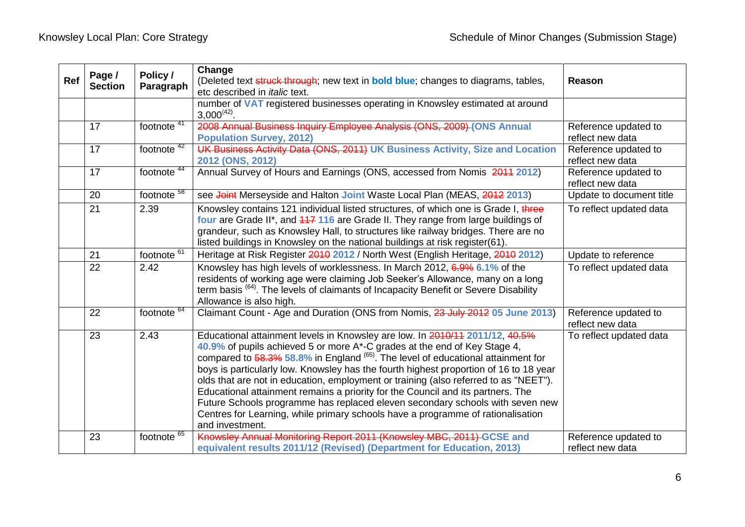| Ref | Page / Section | Policy / Paragraph | Change (Deleted text ~~struck through~~; new text in **bold blue**; changes to diagrams, tables, etc described in *italic* text. | Reason |
|---|---|---|---|---|
| | | | number of **VAT** registered businesses operating in Knowsley estimated at around 3,000[42]. | |
| | 17 | footnote [41] | ~~2008 Annual Business Inquiry Employee Analysis (ONS, 2009)~~ **(ONS Annual Population Survey, 2012)** | Reference updated to reflect new data |
| | 17 | footnote [42] | ~~UK Business Activity Data (ONS, 2011)~~ **UK Business Activity, Size and Location 2012 (ONS, 2012)** | Reference updated to reflect new data |
| | 17 | footnote [44] | Annual Survey of Hours and Earnings (ONS, accessed from Nomis ~~2011~~ **2012**) | Reference updated to reflect new data |
| | 20 | footnote [58] | see ~~Joint~~ Merseyside and Halton **Joint** Waste Local Plan (MEAS, ~~2012~~ **2013**) | Update to document title |
| | 21 | 2.39 | Knowsley contains 121 individual listed structures, of which one is Grade I, ~~three~~ **four** are Grade II*, and ~~117~~ **116** are Grade II. They range from large buildings of grandeur, such as Knowsley Hall, to structures like railway bridges. There are no listed buildings in Knowsley on the national buildings at risk register(61). | To reflect updated data |
| | 21 | footnote [61] | Heritage at Risk Register ~~2010~~ **2012** / North West (English Heritage, ~~2010~~ **2012**) | Update to reference |
| | 22 | 2.42 | Knowsley has high levels of worklessness. In March 2012, ~~6.9%~~ **6.1%** of the residents of working age were claiming Job Seeker's Allowance, many on a long term basis [(64)]. The levels of claimants of Incapacity Benefit or Severe Disability Allowance is also high. | To reflect updated data |
| | 22 | footnote [64] | Claimant Count - Age and Duration (ONS from Nomis, ~~23 July 2012~~ **05 June 2013**) | Reference updated to reflect new data |
| | 23 | 2.43 | Educational attainment levels in Knowsley are low. In ~~2010/11~~ **2011/12**, ~~40.5%~~ **40.9%** of pupils achieved 5 or more A*-C grades at the end of Key Stage 4, compared to ~~58.3%~~ **58.8%** in England [(65)]. The level of educational attainment for boys is particularly low. Knowsley has the fourth highest proportion of 16 to 18 year olds that are not in education, employment or training (also referred to as "NEET"). Educational attainment remains a priority for the Council and its partners. The Future Schools programme has replaced eleven secondary schools with seven new Centres for Learning, while primary schools have a programme of rationalisation and investment. | To reflect updated data |
| | 23 | footnote [65] | ~~Knowsley Annual Monitoring Report 2011 (Knowsley MBC, 2011)~~ **GCSE and equivalent results 2011/12 (Revised) (Department for Education, 2013)** | Reference updated to reflect new data |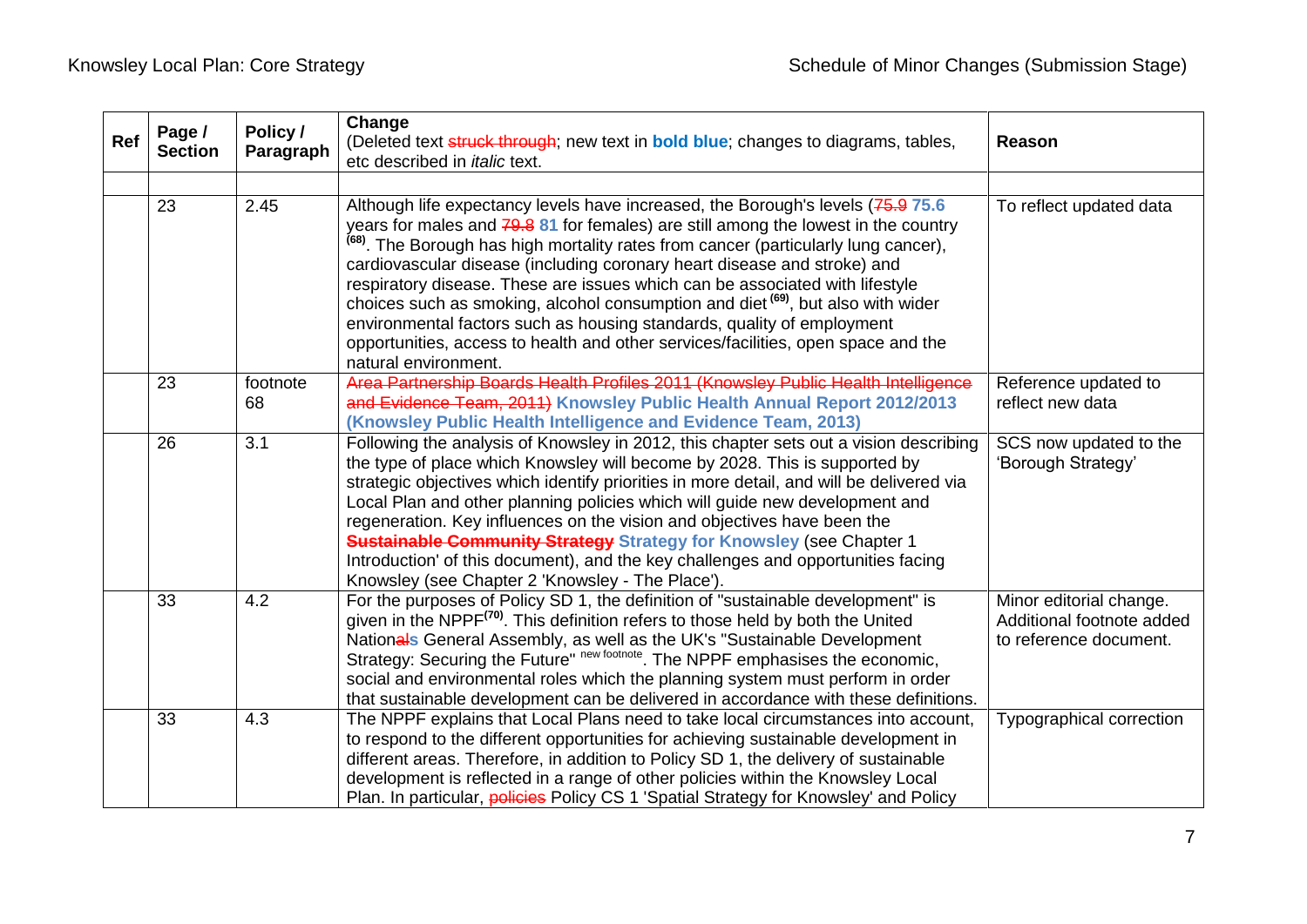| Ref | Page / Section | Policy / Paragraph | Change (Deleted text ~~struck through~~; new text in **bold blue**; changes to diagrams, tables, etc described in *italic* text. | Reason |
|---|---|---|---|---|
| | | | | |
| | 23 | 2.45 | Although life expectancy levels have increased, the Borough's levels (~~75.9~~ **75.6** years for males and ~~79.8~~ **81** for females) are still among the lowest in the country [(68)]. The Borough has high mortality rates from cancer (particularly lung cancer), cardiovascular disease (including coronary heart disease and stroke) and respiratory disease. These are issues which can be associated with lifestyle choices such as smoking, alcohol consumption and diet [(69)], but also with wider environmental factors such as housing standards, quality of employment opportunities, access to health and other services/facilities, open space and the natural environment. | To reflect updated data |
| | 23 | footnote 68 | ~~Area Partnership Boards Health Profiles 2011 (Knowsley Public Health Intelligence and Evidence Team, 2011)~~ **Knowsley Public Health Annual Report 2012/2013 (Knowsley Public Health Intelligence and Evidence Team, 2013)** | Reference updated to reflect new data |
| | 26 | 3.1 | Following the analysis of Knowsley in 2012, this chapter sets out a vision describing the type of place which Knowsley will become by 2028. This is supported by strategic objectives which identify priorities in more detail, and will be delivered via Local Plan and other planning policies which will guide new development and regeneration. Key influences on the vision and objectives have been the ~~**Sustainable Community Strategy**~~ **Strategy for Knowsley** (see Chapter 1 Introduction' of this document), and the key challenges and opportunities facing Knowsley (see Chapter 2 'Knowsley - The Place'). | SCS now updated to the 'Borough Strategy' |
| | 33 | 4.2 | For the purposes of Policy SD 1, the definition of "sustainable development" is given in the NPPF[(70)]. This definition refers to those held by both the United Nation~~al~~**s** General Assembly, as well as the UK's "Sustainable Development Strategy: Securing the Future" [new footnote]. The NPPF emphasises the economic, social and environmental roles which the planning system must perform in order that sustainable development can be delivered in accordance with these definitions. | Minor editorial change. Additional footnote added to reference document. |
| | 33 | 4.3 | The NPPF explains that Local Plans need to take local circumstances into account, to respond to the different opportunities for achieving sustainable development in different areas. Therefore, in addition to Policy SD 1, the delivery of sustainable development is reflected in a range of other policies within the Knowsley Local Plan. In particular, ~~policies~~ Policy CS 1 'Spatial Strategy for Knowsley' and Policy | Typographical correction |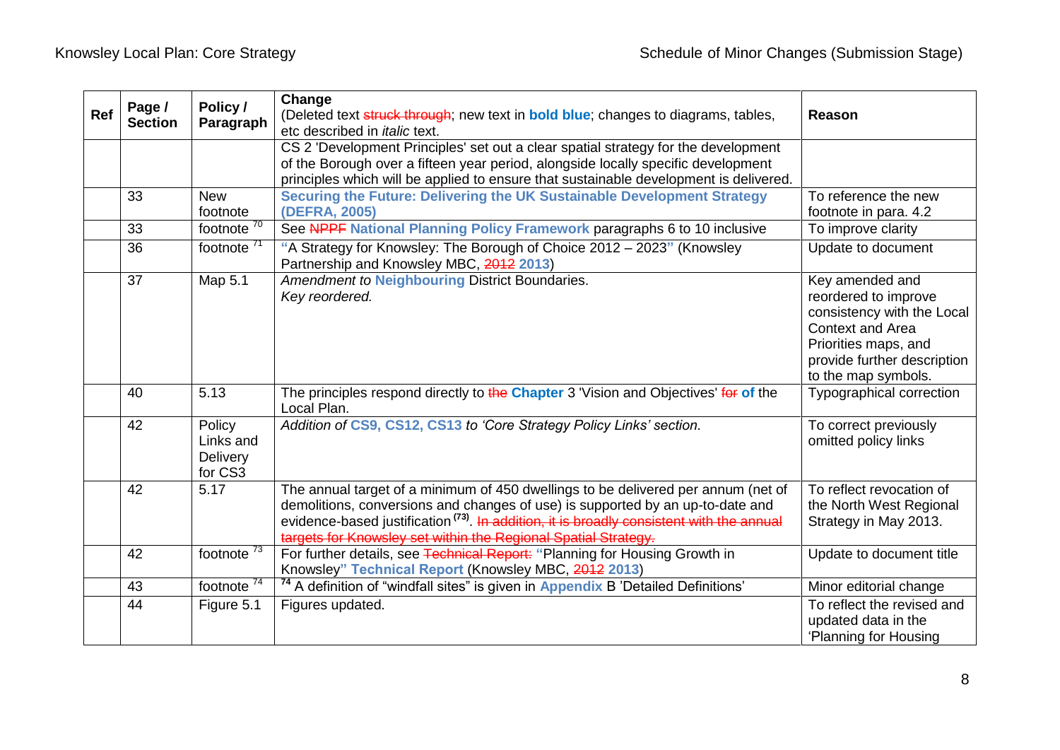| Ref | Page / Section | Policy / Paragraph | Change (Deleted text ~~struck through~~; new text in **bold blue**; changes to diagrams, tables, etc described in *italic* text. | Reason |
|---|---|---|---|---|
| | | | CS 2 'Development Principles' set out a clear spatial strategy for the development of the Borough over a fifteen year period, alongside locally specific development principles which will be applied to ensure that sustainable development is delivered. | |
| | 33 | New footnote | **Securing the Future: Delivering the UK Sustainable Development Strategy (DEFRA, 2005)** | To reference the new footnote in para. 4.2 |
| | 33 | footnote [70] | See ~~NPPF~~ **National Planning Policy Framework** paragraphs 6 to 10 inclusive | To improve clarity |
| | 36 | footnote [71] | **"**A Strategy for Knowsley: The Borough of Choice 2012 – 2023**"** (Knowsley Partnership and Knowsley MBC, ~~2012~~ **2013**) | Update to document |
| | 37 | Map 5.1 | *Amendment to* **Neighbouring** District Boundaries. *Key reordered.* | Key amended and reordered to improve consistency with the Local Context and Area Priorities maps, and provide further description to the map symbols. |
| | 40 | 5.13 | The principles respond directly to ~~the~~ **Chapter** 3 'Vision and Objectives' ~~for~~ **of** the Local Plan. | Typographical correction |
| | 42 | Policy Links and Delivery for CS3 | *Addition of* **CS9, CS12, CS13** *to 'Core Strategy Policy Links' section.* | To correct previously omitted policy links |
| | 42 | 5.17 | The annual target of a minimum of 450 dwellings to be delivered per annum (net of demolitions, conversions and changes of use) is supported by an up-to-date and evidence-based justification [(73)]. ~~In addition, it is broadly consistent with the annual targets for Knowsley set within the Regional Spatial Strategy.~~ | To reflect revocation of the North West Regional Strategy in May 2013. |
| | 42 | footnote [73] | For further details, see ~~Technical Report:~~ **"**Planning for Housing Growth in Knowsley**" Technical Report** (Knowsley MBC, ~~2012~~ **2013**) | Update to document title |
| | 43 | footnote [74] | [74] A definition of "windfall sites" is given in **Appendix** B 'Detailed Definitions' | Minor editorial change |
| | 44 | Figure 5.1 | Figures updated. | To reflect the revised and updated data in the 'Planning for Housing |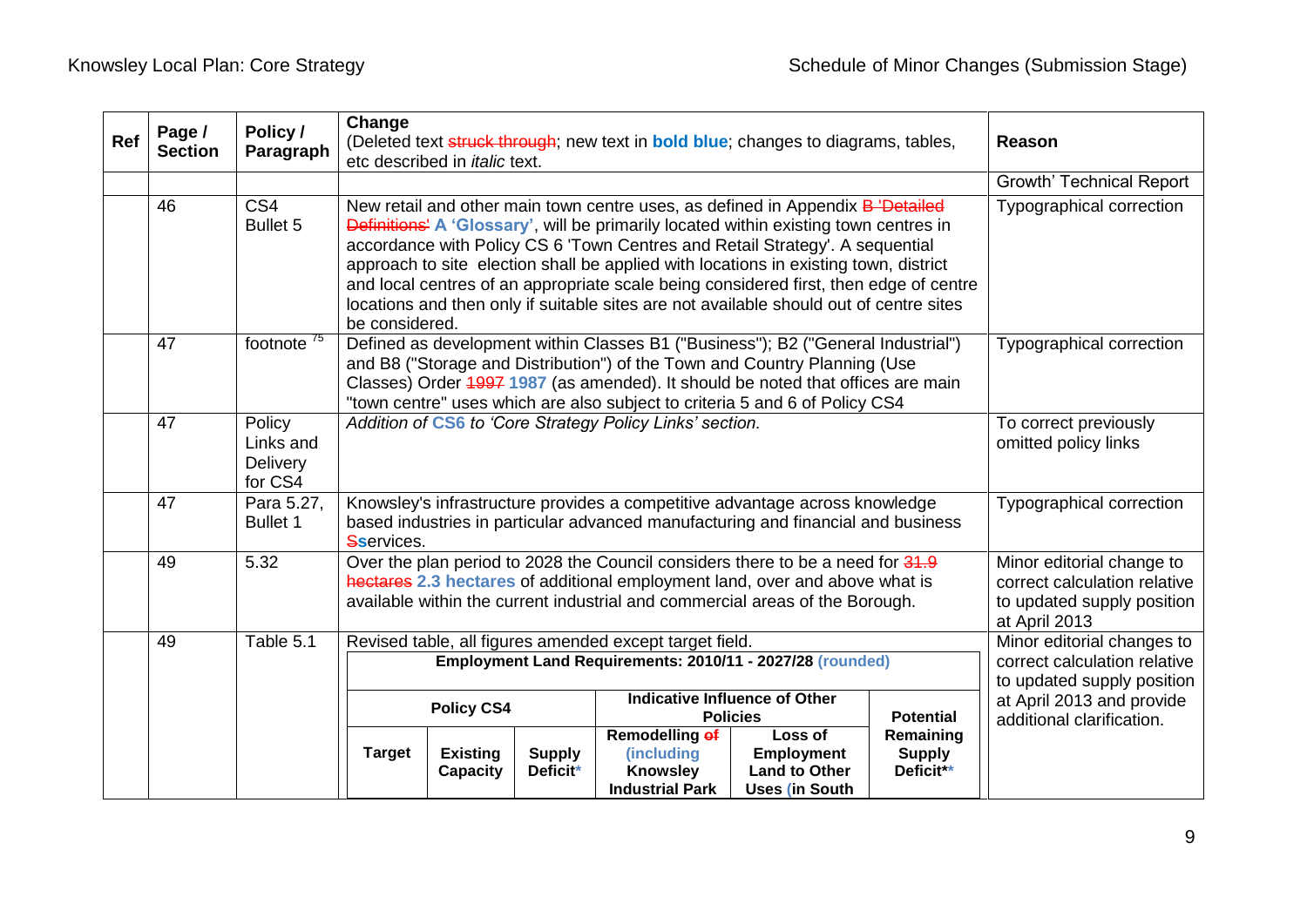| Ref | Page / Section | Policy / Paragraph | Change (Deleted text ~~struck through~~; new text in **bold blue**; changes to diagrams, tables, etc described in *italic* text. | Reason |
|---|---|---|---|---|
| | | | | Growth' Technical Report |
| | 46 | CS4 Bullet 5 | New retail and other main town centre uses, as defined in Appendix ~~B 'Detailed Definitions'~~ **A 'Glossary'**, will be primarily located within existing town centres in accordance with Policy CS 6 'Town Centres and Retail Strategy'. A sequential approach to site election shall be applied with locations in existing town, district and local centres of an appropriate scale being considered first, then edge of centre locations and then only if suitable sites are not available should out of centre sites be considered. | Typographical correction |
| | 47 | footnote [75] | Defined as development within Classes B1 ("Business"); B2 ("General Industrial") and B8 ("Storage and Distribution") of the Town and Country Planning (Use Classes) Order ~~1997~~ **1987** (as amended). It should be noted that offices are main "town centre" uses which are also subject to criteria 5 and 6 of Policy CS4 | Typographical correction |
| | 47 | Policy Links and Delivery for CS4 | *Addition of* **CS6** *to 'Core Strategy Policy Links' section.* | To correct previously omitted policy links |
| | 47 | Para 5.27, Bullet 1 | Knowsley's infrastructure provides a competitive advantage across knowledge based industries in particular advanced manufacturing and financial and business ~~S~~**s**ervices. | Typographical correction |
| | 49 | 5.32 | Over the plan period to 2028 the Council considers there to be a need for ~~31.9 hectares~~ **2.3 hectares** of additional employment land, over and above what is available within the current industrial and commercial areas of the Borough. | Minor editorial change to correct calculation relative to updated supply position at April 2013 |
| | 49 | Table 5.1 | Revised table, all figures amended except target field. | Minor editorial changes to correct calculation relative to updated supply position at April 2013 and provide additional clarification. |

**Employment Land Requirements: 2010/11 - 2027/28 (rounded)**

| Policy CS4 | | | Indicative Influence of Other Policies | | Potential Remaining Supply Deficit**\*\*** |
|---|---|---|---|---|---|
| Target | Existing Capacity | Supply Deficit**\*** | Remodelling ~~of~~ **(including** Knowsley Industrial Park | Loss of Employment Land to Other Uses **(**in South | |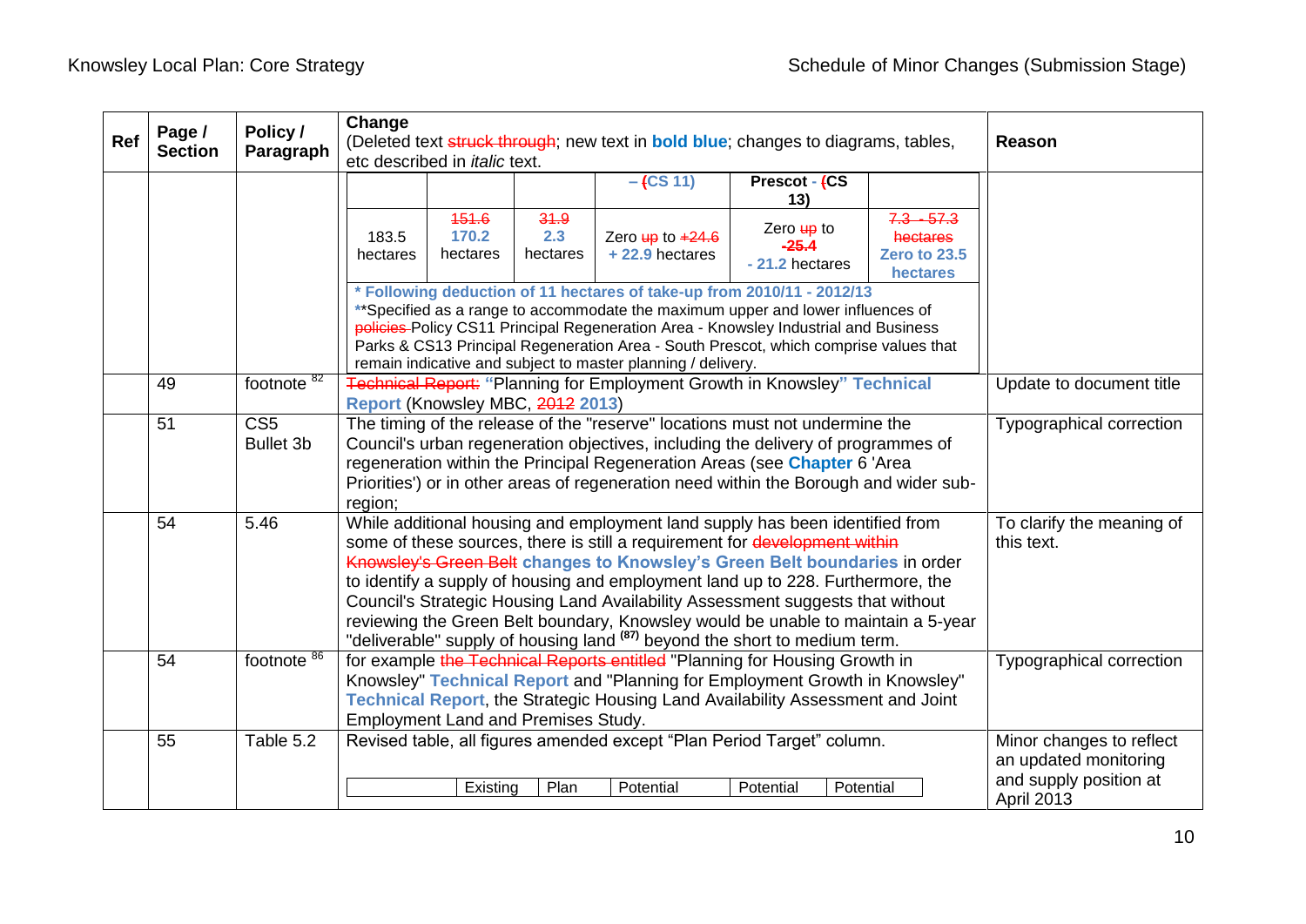| Ref | Page / Section | Policy / Paragraph | Change (Deleted text ~~struck through~~; new text in **bold blue**; changes to diagrams, tables, etc described in *italic* text. | Reason |
|---|---|---|---|---|
| | | | <table><tr><td></td><td></td><td></td><td>– ~~(~~CS 11)</td><td>**Prescot** - ~~(~~**CS 13)**</td><td></td></tr><tr><td>183.5 hectares</td><td>~~151.6~~ **170.2** hectares</td><td>~~31.9~~ **2.3** hectares</td><td>Zero ~~up~~ to ~~+24.6~~ **+ 22.9** hectares</td><td>Zero ~~up~~ to ~~-25.4~~ **- 21.2** hectares</td><td>~~7.3 - 57.3 hectares~~ **Zero to 23.5 hectares**</td></tr></table> **\* Following deduction of 11 hectares of take-up from 2010/11 - 2012/13** **\***\*Specified as a range to accommodate the maximum upper and lower influences of ~~policies~~ Policy CS11 Principal Regeneration Area - Knowsley Industrial and Business Parks & CS13 Principal Regeneration Area - South Prescot, which comprise values that remain indicative and subject to master planning / delivery. | |
| | 49 | footnote [82] | ~~Technical Report:~~ **"**Planning for Employment Growth in Knowsley**" Technical Report** (Knowsley MBC, ~~2012~~ **2013**) | Update to document title |
| | 51 | CS5 Bullet 3b | The timing of the release of the "reserve" locations must not undermine the Council's urban regeneration objectives, including the delivery of programmes of regeneration within the Principal Regeneration Areas (see **Chapter** 6 'Area Priorities') or in other areas of regeneration need within the Borough and wider sub-region; | Typographical correction |
| | 54 | 5.46 | While additional housing and employment land supply has been identified from some of these sources, there is still a requirement for ~~development within Knowsley's Green Belt~~ **changes to Knowsley's Green Belt boundaries** in order to identify a supply of housing and employment land up to 228. Furthermore, the Council's Strategic Housing Land Availability Assessment suggests that without reviewing the Green Belt boundary, Knowsley would be unable to maintain a 5-year "deliverable" supply of housing land [(87)] beyond the short to medium term. | To clarify the meaning of this text. |
| | 54 | footnote [86] | for example ~~the Technical Reports entitled~~ "Planning for Housing Growth in Knowsley" **Technical Report** and "Planning for Employment Growth in Knowsley" **Technical Report**, the Strategic Housing Land Availability Assessment and Joint Employment Land and Premises Study. | Typographical correction |
| | 55 | Table 5.2 | Revised table, all figures amended except "Plan Period Target" column. <table><tr><td></td><td>Existing</td><td>Plan</td><td>Potential</td><td>Potential</td><td>Potential</td></tr></table> | Minor changes to reflect an updated monitoring and supply position at April 2013 |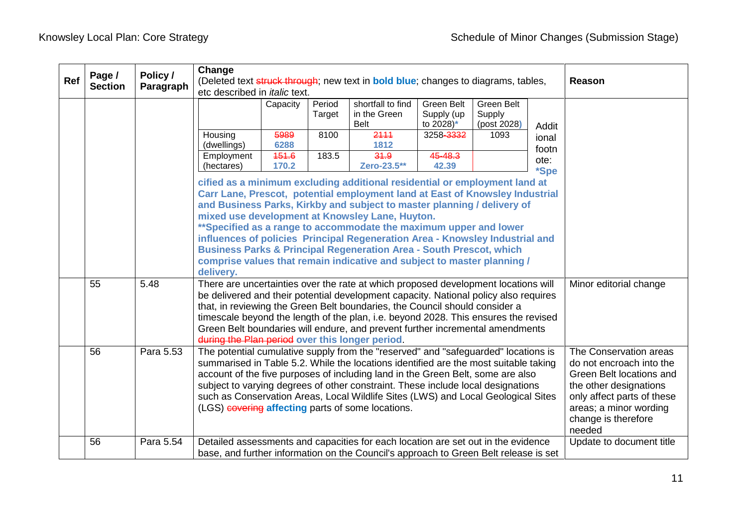| Ref | Page / Section | Policy / Paragraph | Change (Deleted text ~~struck through~~; new text in **bold blue**; changes to diagrams, tables, etc described in *italic* text. | Reason |
|---|---|---|---|---|
| | | | (see table and footnotes below) | |
| | 55 | 5.48 | There are uncertainties over the rate at which proposed development locations will be delivered and their potential development capacity. National policy also requires that, in reviewing the Green Belt boundaries, the Council should consider a timescale beyond the length of the plan, i.e. beyond 2028. This ensures the revised Green Belt boundaries will endure, and prevent further incremental amendments ~~during the Plan period~~ **over this longer period**. | Minor editorial change |
| | 56 | Para 5.53 | The potential cumulative supply from the "reserved" and "safeguarded" locations is summarised in Table 5.2. While the locations identified are the most suitable taking account of the five purposes of including land in the Green Belt, some are also subject to varying degrees of other constraint. These include local designations such as Conservation Areas, Local Wildlife Sites (LWS) and Local Geological Sites (LGS) ~~covering~~ **affecting** parts of some locations. | The Conservation areas do not encroach into the Green Belt locations and the other designations only affect parts of these areas; a minor wording change is therefore needed |
| | 56 | Para 5.54 | Detailed assessments and capacities for each location are set out in the evidence base, and further information on the Council's approach to Green Belt release is set | Update to document title |

| | Capacity | Period Target | shortfall to find in the Green Belt | Green Belt Supply (up to 2028)**\*** | Green Belt Supply (post 2028) |
|---|---|---|---|---|---|
| Housing (dwellings) | ~~5989~~ **6288** | 8100 | ~~2111~~ **1812** | 3258-~~3332~~ | 1093 |
| Employment (hectares) | ~~151.6~~ **170.2** | 183.5 | ~~31.9~~ **Zero-23.5\*\*** | ~~45-48.3~~ **42.39** | |

**Additional footnote:**

**\*Specified as a minimum excluding additional residential or employment land at Carr Lane, Prescot, potential employment land at East of Knowsley Industrial and Business Parks, Kirkby and subject to master planning / delivery of mixed use development at Knowsley Lane, Huyton.**

**\*\*Specified as a range to accommodate the maximum upper and lower influences of policies Principal Regeneration Area - Knowsley Industrial and Business Parks & Principal Regeneration Area - South Prescot, which comprise values that remain indicative and subject to master planning / delivery.**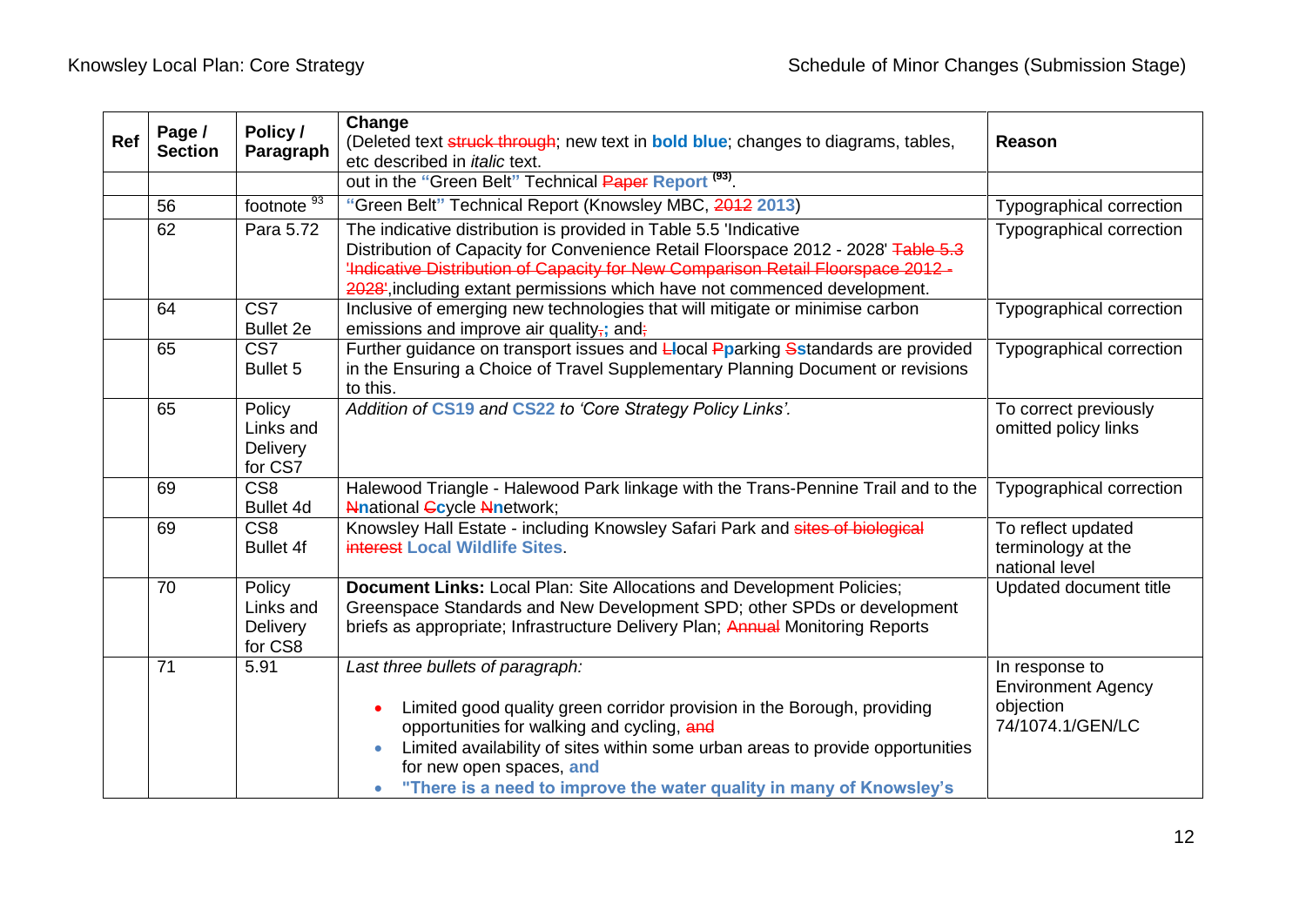| Ref | Page / Section | Policy / Paragraph | Change (Deleted text ~~struck through~~; new text in **bold blue**; changes to diagrams, tables, etc described in *italic* text. | Reason |
|---|---|---|---|---|
| | | | out in the **"**Green Belt**"** Technical ~~Paper~~ **Report** [93]. | |
| | 56 | footnote [93] | **"**Green Belt**"** Technical Report (Knowsley MBC, ~~2012~~ **2013**) | Typographical correction |
| | 62 | Para 5.72 | The indicative distribution is provided in Table 5.5 'Indicative Distribution of Capacity for Convenience Retail Floorspace 2012 - 2028' ~~Table 5.3 'Indicative Distribution of Capacity for New Comparison Retail Floorspace 2012 - 2028'~~,including extant permissions which have not commenced development. | Typographical correction |
| | 64 | CS7 Bullet 2e | Inclusive of emerging new technologies that will mitigate or minimise carbon emissions and improve air quality~~.~~**;** and~~;~~ | Typographical correction |
| | 65 | CS7 Bullet 5 | Further guidance on transport issues and ~~L~~**l**ocal ~~P~~**p**arking ~~S~~**s**tandards are provided in the Ensuring a Choice of Travel Supplementary Planning Document or revisions to this. | Typographical correction |
| | 65 | Policy Links and Delivery for CS7 | *Addition of* **CS19** *and* **CS22** *to 'Core Strategy Policy Links'.* | To correct previously omitted policy links |
| | 69 | CS8 Bullet 4d | Halewood Triangle - Halewood Park linkage with the Trans-Pennine Trail and to the ~~N~~**n**ational ~~C~~**c**ycle ~~N~~**n**etwork; | Typographical correction |
| | 69 | CS8 Bullet 4f | Knowsley Hall Estate - including Knowsley Safari Park and ~~sites of biological interest~~ **Local Wildlife Sites**. | To reflect updated terminology at the national level |
| | 70 | Policy Links and Delivery for CS8 | **Document Links:** Local Plan: Site Allocations and Development Policies; Greenspace Standards and New Development SPD; other SPDs or development briefs as appropriate; Infrastructure Delivery Plan; ~~Annual~~ Monitoring Reports | Updated document title |
| | 71 | 5.91 | *Last three bullets of paragraph:*<br><br>• Limited good quality green corridor provision in the Borough, providing opportunities for walking and cycling, ~~and~~<br>• Limited availability of sites within some urban areas to provide opportunities for new open spaces, **and**<br>• **"There is a need to improve the water quality in many of Knowsley's** | In response to Environment Agency objection 74/1074.1/GEN/LC |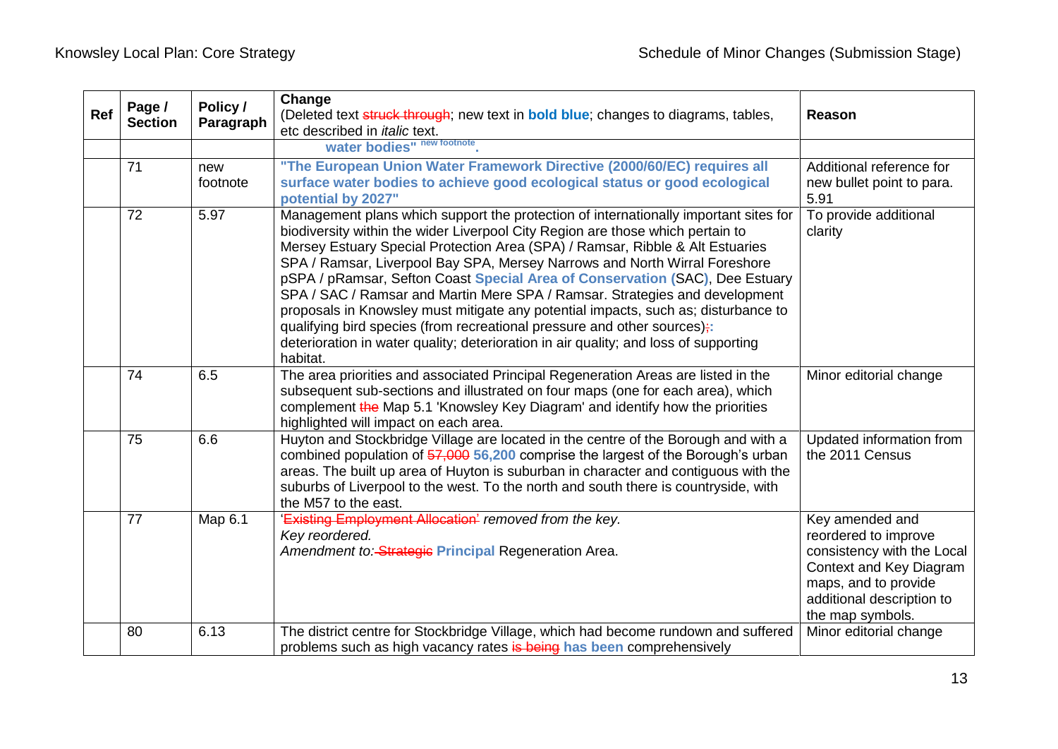| Ref | Page / Section | Policy / Paragraph | Change (Deleted text ~~struck through~~; new text in **bold blue**; changes to diagrams, tables, etc described in *italic* text. | Reason |
|---|---|---|---|---|
| | | | **water bodies" [new footnote].** | |
| | 71 | new footnote | **"The European Union Water Framework Directive (2000/60/EC) requires all surface water bodies to achieve good ecological status or good ecological potential by 2027"** | Additional reference for new bullet point to para. 5.91 |
| | 72 | 5.97 | Management plans which support the protection of internationally important sites for biodiversity within the wider Liverpool City Region are those which pertain to Mersey Estuary Special Protection Area (SPA) / Ramsar, Ribble & Alt Estuaries SPA / Ramsar, Liverpool Bay SPA, Mersey Narrows and North Wirral Foreshore pSPA / pRamsar, Sefton Coast **Special Area of Conservation (**SAC**)**, Dee Estuary SPA / SAC / Ramsar and Martin Mere SPA / Ramsar. Strategies and development proposals in Knowsley must mitigate any potential impacts, such as; disturbance to qualifying bird species (from recreational pressure and other sources)~~;~~**:** deterioration in water quality; deterioration in air quality; and loss of supporting habitat. | To provide additional clarity |
| | 74 | 6.5 | The area priorities and associated Principal Regeneration Areas are listed in the subsequent sub-sections and illustrated on four maps (one for each area), which complement ~~the~~ Map 5.1 'Knowsley Key Diagram' and identify how the priorities highlighted will impact on each area. | Minor editorial change |
| | 75 | 6.6 | Huyton and Stockbridge Village are located in the centre of the Borough and with a combined population of ~~57,000~~ **56,200** comprise the largest of the Borough's urban areas. The built up area of Huyton is suburban in character and contiguous with the suburbs of Liverpool to the west. To the north and south there is countryside, with the M57 to the east. | Updated information from the 2011 Census |
| | 77 | Map 6.1 | '~~Existing Employment Allocation~~' *removed from the key.*<br>*Key reordered.*<br>*Amendment to:* ~~Strategic~~ **Principal** Regeneration Area. | Key amended and reordered to improve consistency with the Local Context and Key Diagram maps, and to provide additional description to the map symbols. |
| | 80 | 6.13 | The district centre for Stockbridge Village, which had become rundown and suffered problems such as high vacancy rates ~~is being~~ **has been** comprehensively | Minor editorial change |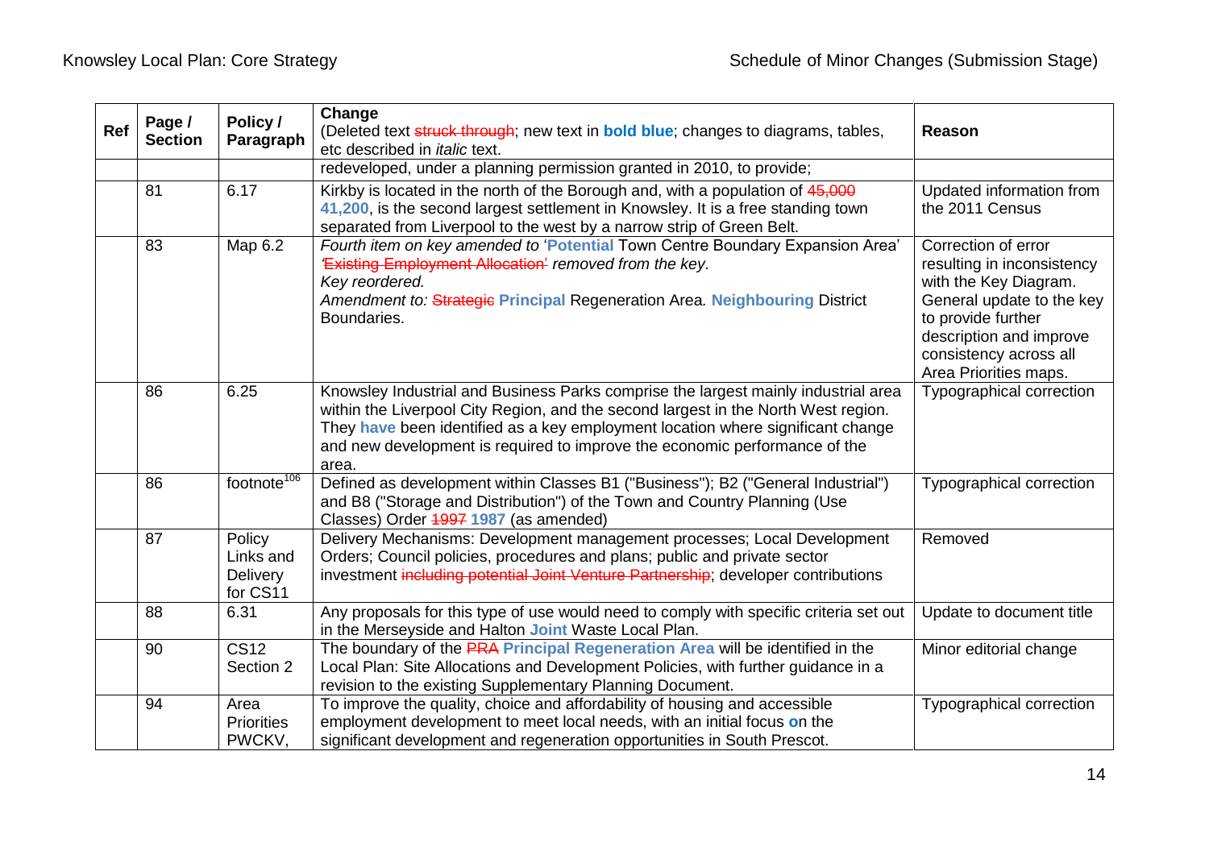| Ref | Page / Section | Policy / Paragraph | Change (Deleted text ~~struck through~~; new text in **bold blue**; changes to diagrams, tables, etc described in *italic* text. | Reason |
|---|---|---|---|---|
| | | | redeveloped, under a planning permission granted in 2010, to provide; | |
| | 81 | 6.17 | Kirkby is located in the north of the Borough and, with a population of ~~45,000~~ **41,200**, is the second largest settlement in Knowsley. It is a free standing town separated from Liverpool to the west by a narrow strip of Green Belt. | Updated information from the 2011 Census |
| | 83 | Map 6.2 | *Fourth item on key amended to* '**Potential** Town Centre Boundary Expansion Area' ~~'Existing Employment Allocation'~~ *removed from the key.* *Key reordered.* *Amendment to:* ~~Strategic~~ **Principal** Regeneration Area. **Neighbouring** District Boundaries. | Correction of error resulting in inconsistency with the Key Diagram. General update to the key to provide further description and improve consistency across all Area Priorities maps. |
| | 86 | 6.25 | Knowsley Industrial and Business Parks comprise the largest mainly industrial area within the Liverpool City Region, and the second largest in the North West region. They **have** been identified as a key employment location where significant change and new development is required to improve the economic performance of the area. | Typographical correction |
| | 86 | footnote[106] | Defined as development within Classes B1 ("Business"); B2 ("General Industrial") and B8 ("Storage and Distribution") of the Town and Country Planning (Use Classes) Order ~~1997~~ **1987** (as amended) | Typographical correction |
| | 87 | Policy Links and Delivery for CS11 | Delivery Mechanisms: Development management processes; Local Development Orders; Council policies, procedures and plans; public and private sector investment ~~including potential Joint Venture Partnership~~; developer contributions | Removed |
| | 88 | 6.31 | Any proposals for this type of use would need to comply with specific criteria set out in the Merseyside and Halton **Joint** Waste Local Plan. | Update to document title |
| | 90 | CS12 Section 2 | The boundary of the ~~PRA~~ **Principal Regeneration Area** will be identified in the Local Plan: Site Allocations and Development Policies, with further guidance in a revision to the existing Supplementary Planning Document. | Minor editorial change |
| | 94 | Area Priorities PWCKV, | To improve the quality, choice and affordability of housing and accessible employment development to meet local needs, with an initial focus **o**n the significant development and regeneration opportunities in South Prescot. | Typographical correction |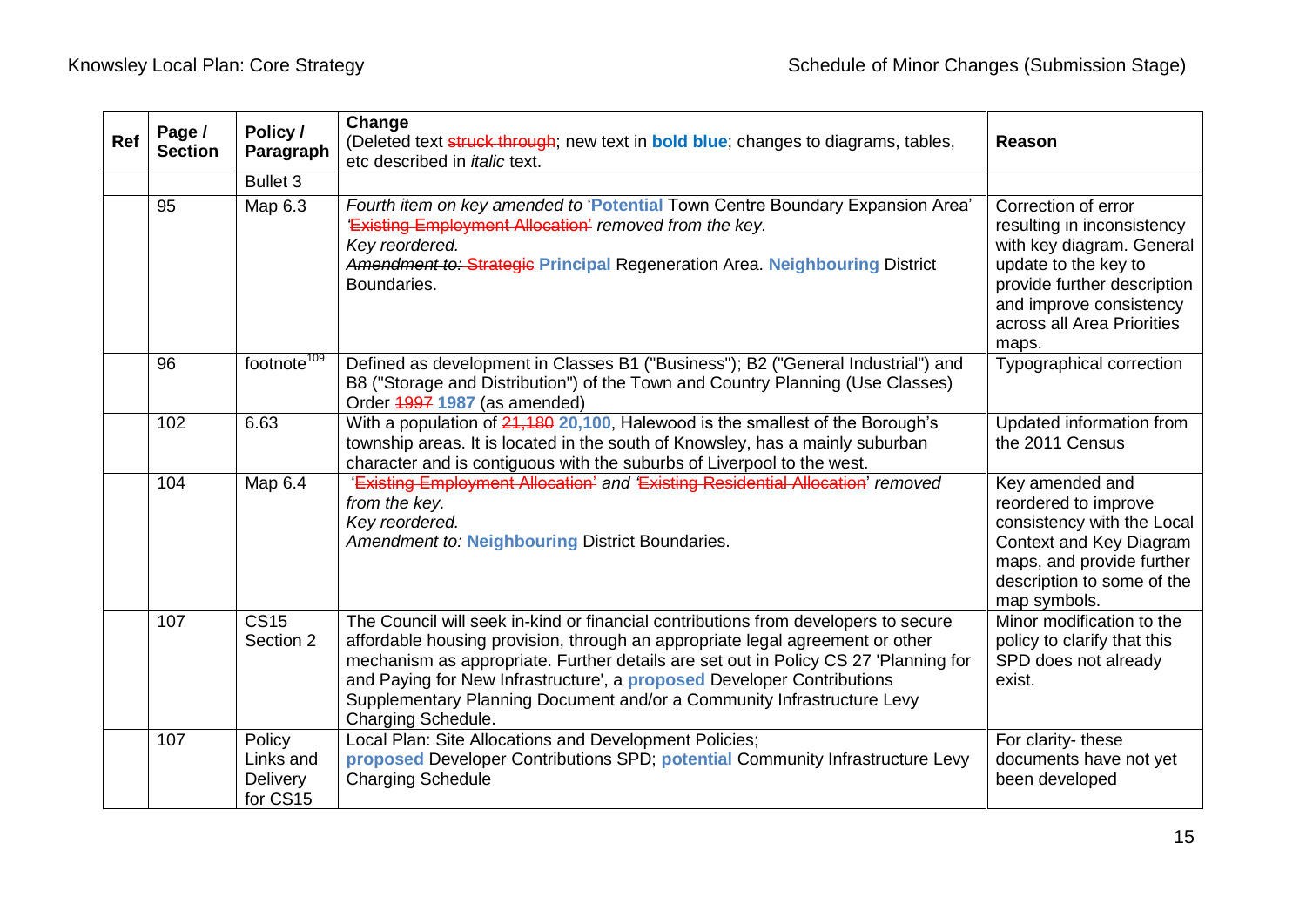| Ref | Page / Section | Policy / Paragraph | Change (Deleted text ~~struck through~~; new text in **bold blue**; changes to diagrams, tables, etc described in *italic* text. | Reason |
|---|---|---|---|---|
| | | Bullet 3 | | |
| | 95 | Map 6.3 | *Fourth item on key amended to* '**Potential** Town Centre Boundary Expansion Area' '~~Existing Employment Allocation~~' *removed from the key.* *Key reordered.* ~~*Amendment to:*~~ ~~Strategic~~ **Principal** Regeneration Area. **Neighbouring** District Boundaries. | Correction of error resulting in inconsistency with key diagram. General update to the key to provide further description and improve consistency across all Area Priorities maps. |
| | 96 | footnote[109] | Defined as development in Classes B1 ("Business"); B2 ("General Industrial") and B8 ("Storage and Distribution") of the Town and Country Planning (Use Classes) Order ~~1997~~ **1987** (as amended) | Typographical correction |
| | 102 | 6.63 | With a population of ~~21,180~~ **20,100**, Halewood is the smallest of the Borough's township areas. It is located in the south of Knowsley, has a mainly suburban character and is contiguous with the suburbs of Liverpool to the west. | Updated information from the 2011 Census |
| | 104 | Map 6.4 | '~~Existing Employment Allocation~~' *and* '~~Existing Residential Allocation~~' *removed from the key.* *Key reordered.* *Amendment to:* **Neighbouring** District Boundaries. | Key amended and reordered to improve consistency with the Local Context and Key Diagram maps, and provide further description to some of the map symbols. |
| | 107 | CS15 Section 2 | The Council will seek in-kind or financial contributions from developers to secure affordable housing provision, through an appropriate legal agreement or other mechanism as appropriate. Further details are set out in Policy CS 27 'Planning for and Paying for New Infrastructure', a **proposed** Developer Contributions Supplementary Planning Document and/or a Community Infrastructure Levy Charging Schedule. | Minor modification to the policy to clarify that this SPD does not already exist. |
| | 107 | Policy Links and Delivery for CS15 | Local Plan: Site Allocations and Development Policies; **proposed** Developer Contributions SPD; **potential** Community Infrastructure Levy Charging Schedule | For clarity- these documents have not yet been developed |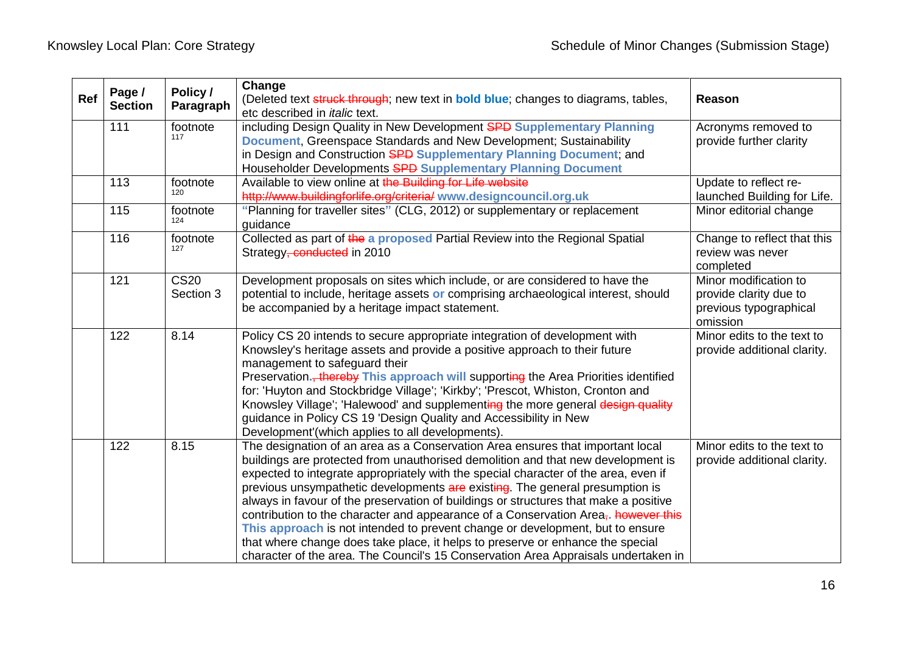| Ref | Page / Section | Policy / Paragraph | Change (Deleted text ~~struck through~~; new text in **bold blue**; changes to diagrams, tables, etc described in *italic* text. | Reason |
|---|---|---|---|---|
| | 111 | footnote 117 | including Design Quality in New Development ~~SPD~~ **Supplementary Planning Document**, Greenspace Standards and New Development; Sustainability in Design and Construction ~~SPD~~ **Supplementary Planning Document**; and Householder Developments ~~SPD~~ **Supplementary Planning Document** | Acronyms removed to provide further clarity |
| | 113 | footnote 120 | Available to view online at ~~the Building for Life website http://www.buildingforlife.org/criteria/~~ **www.designcouncil.org.uk** | Update to reflect re-launched Building for Life. |
| | 115 | footnote 124 | **"**Planning for traveller sites**"** (CLG, 2012) or supplementary or replacement guidance | Minor editorial change |
| | 116 | footnote 127 | Collected as part of ~~the~~ **a proposed** Partial Review into the Regional Spatial Strategy~~, conducted~~ in 2010 | Change to reflect that this review was never completed |
| | 121 | CS20 Section 3 | Development proposals on sites which include, or are considered to have the potential to include, heritage assets **or** comprising archaeological interest, should be accompanied by a heritage impact statement. | Minor modification to provide clarity due to previous typographical omission |
| | 122 | 8.14 | Policy CS 20 intends to secure appropriate integration of development with Knowsley's heritage assets and provide a positive approach to their future management to safeguard their Preservation.~~, thereby~~ **This approach will** support~~ing~~ the Area Priorities identified for: 'Huyton and Stockbridge Village'; 'Kirkby'; 'Prescot, Whiston, Cronton and Knowsley Village'; 'Halewood' and supplement~~ing~~ the more general ~~design quality~~ guidance in Policy CS 19 'Design Quality and Accessibility in New Development'(which applies to all developments). | Minor edits to the text to provide additional clarity. |
| | 122 | 8.15 | The designation of an area as a Conservation Area ensures that important local buildings are protected from unauthorised demolition and that new development is expected to integrate appropriately with the special character of the area, even if previous unsympathetic developments ~~are~~ exist~~ing~~. The general presumption is always in favour of the preservation of buildings or structures that make a positive contribution to the character and appearance of a Conservation Area~~,~~**.** ~~however this~~ **This approach** is not intended to prevent change or development, but to ensure that where change does take place, it helps to preserve or enhance the special character of the area. The Council's 15 Conservation Area Appraisals undertaken in | Minor edits to the text to provide additional clarity. |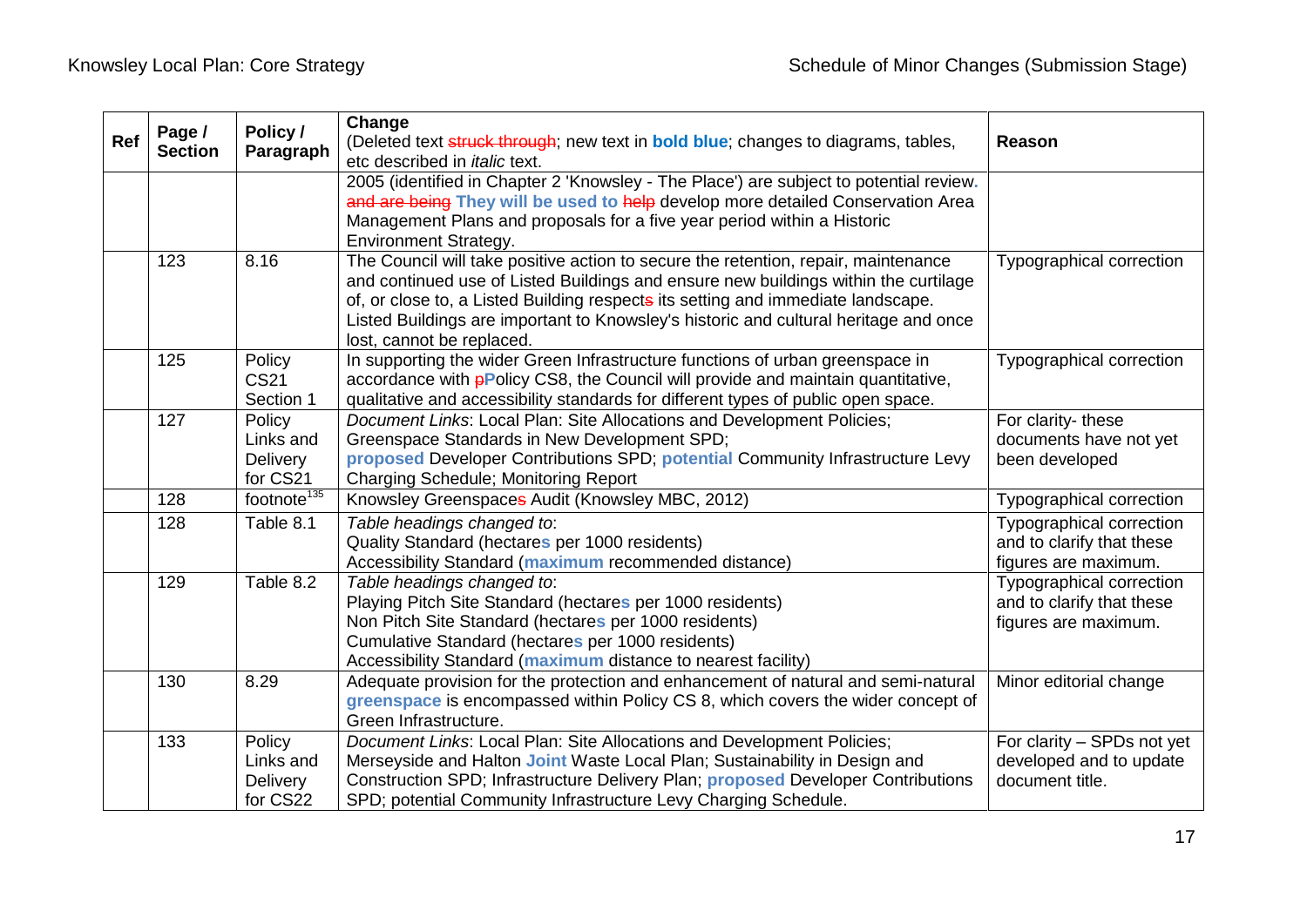| Ref | Page / Section | Policy / Paragraph | Change (Deleted text ~~struck through~~; new text in **bold blue**; changes to diagrams, tables, etc described in *italic* text. | Reason |
|---|---|---|---|---|
| | | | 2005 (identified in Chapter 2 'Knowsley - The Place') are subject to potential review**.** ~~and are being~~ **They will be used to** ~~help~~ develop more detailed Conservation Area Management Plans and proposals for a five year period within a Historic Environment Strategy. | |
| | 123 | 8.16 | The Council will take positive action to secure the retention, repair, maintenance and continued use of Listed Buildings and ensure new buildings within the curtilage of, or close to, a Listed Building respect~~s~~ its setting and immediate landscape. Listed Buildings are important to Knowsley's historic and cultural heritage and once lost, cannot be replaced. | Typographical correction |
| | 125 | Policy CS21 Section 1 | In supporting the wider Green Infrastructure functions of urban greenspace in accordance with ~~p~~**P**olicy CS8, the Council will provide and maintain quantitative, qualitative and accessibility standards for different types of public open space. | Typographical correction |
| | 127 | Policy Links and Delivery for CS21 | *Document Links*: Local Plan: Site Allocations and Development Policies; Greenspace Standards in New Development SPD; **proposed** Developer Contributions SPD; **potential** Community Infrastructure Levy Charging Schedule; Monitoring Report | For clarity- these documents have not yet been developed |
| | 128 | footnote[135] | Knowsley Greenspace~~s~~ Audit (Knowsley MBC, 2012) | Typographical correction |
| | 128 | Table 8.1 | *Table headings changed to*:<br>Quality Standard (hectare**s** per 1000 residents)<br>Accessibility Standard (**maximum** recommended distance) | Typographical correction and to clarify that these figures are maximum. |
| | 129 | Table 8.2 | *Table headings changed to*:<br>Playing Pitch Site Standard (hectare**s** per 1000 residents)<br>Non Pitch Site Standard (hectare**s** per 1000 residents)<br>Cumulative Standard (hectare**s** per 1000 residents)<br>Accessibility Standard (**maximum** distance to nearest facility) | Typographical correction and to clarify that these figures are maximum. |
| | 130 | 8.29 | Adequate provision for the protection and enhancement of natural and semi-natural **greenspace** is encompassed within Policy CS 8, which covers the wider concept of Green Infrastructure. | Minor editorial change |
| | 133 | Policy Links and Delivery for CS22 | *Document Links*: Local Plan: Site Allocations and Development Policies; Merseyside and Halton **Joint** Waste Local Plan; Sustainability in Design and Construction SPD; Infrastructure Delivery Plan; **proposed** Developer Contributions SPD; potential Community Infrastructure Levy Charging Schedule. | For clarity – SPDs not yet developed and to update document title. |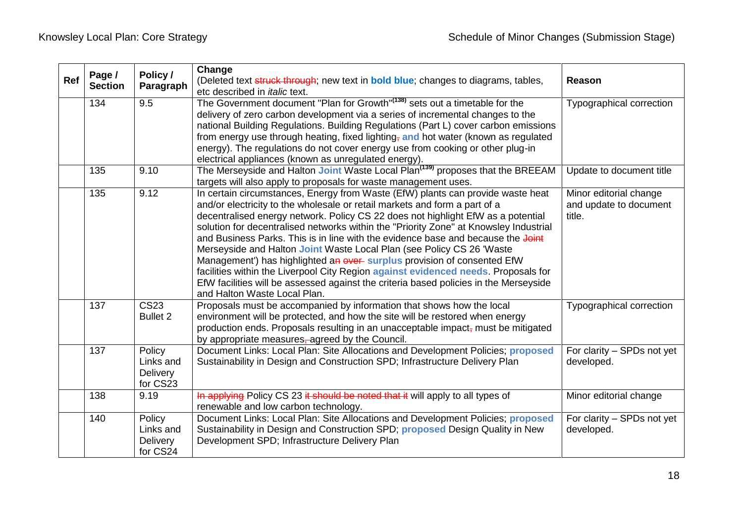| Ref | Page / Section | Policy / Paragraph | Change (Deleted text ~~struck through~~; new text in **bold blue**; changes to diagrams, tables, etc described in *italic* text. | Reason |
|---|---|---|---|---|
| | 134 | 9.5 | The Government document "Plan for Growth"[138] sets out a timetable for the delivery of zero carbon development via a series of incremental changes to the national Building Regulations. Building Regulations (Part L) cover carbon emissions from energy use through heating, fixed lighting~~,~~ **and** hot water (known as regulated energy). The regulations do not cover energy use from cooking or other plug-in electrical appliances (known as unregulated energy). | Typographical correction |
| | 135 | 9.10 | The Merseyside and Halton **Joint** Waste Local Plan[139] proposes that the BREEAM targets will also apply to proposals for waste management uses. | Update to document title |
| | 135 | 9.12 | In certain circumstances, Energy from Waste (EfW) plants can provide waste heat and/or electricity to the wholesale or retail markets and form a part of a decentralised energy network. Policy CS 22 does not highlight EfW as a potential solution for decentralised networks within the "Priority Zone" at Knowsley Industrial and Business Parks. This is in line with the evidence base and because the ~~Joint~~ Merseyside and Halton **Joint** Waste Local Plan (see Policy CS 26 'Waste Management') has highlighted a~~n~~ ~~over-~~ **surplus** provision of consented EfW facilities within the Liverpool City Region **against evidenced needs**. Proposals for EfW facilities will be assessed against the criteria based policies in the Merseyside and Halton Waste Local Plan. | Minor editorial change and update to document title. |
| | 137 | CS23 Bullet 2 | Proposals must be accompanied by information that shows how the local environment will be protected, and how the site will be restored when energy production ends. Proposals resulting in an unacceptable impact~~,~~ must be mitigated by appropriate measures~~,~~ agreed by the Council. | Typographical correction |
| | 137 | Policy Links and Delivery for CS23 | Document Links: Local Plan: Site Allocations and Development Policies; **proposed** Sustainability in Design and Construction SPD; Infrastructure Delivery Plan | For clarity – SPDs not yet developed. |
| | 138 | 9.19 | ~~In applying~~ Policy CS 23 ~~it should be noted that it~~ will apply to all types of renewable and low carbon technology. | Minor editorial change |
| | 140 | Policy Links and Delivery for CS24 | Document Links: Local Plan: Site Allocations and Development Policies; **proposed** Sustainability in Design and Construction SPD; **proposed** Design Quality in New Development SPD; Infrastructure Delivery Plan | For clarity – SPDs not yet developed. |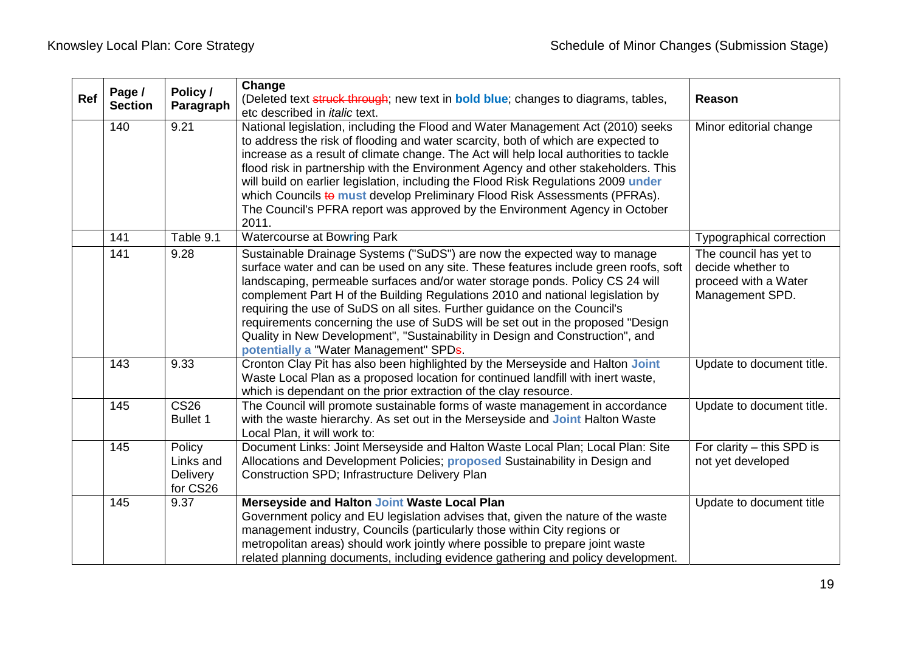| Ref | Page / Section | Policy / Paragraph | Change (Deleted text ~~struck through~~; new text in **bold blue**; changes to diagrams, tables, etc described in *italic* text. | Reason |
|---|---|---|---|---|
| | 140 | 9.21 | National legislation, including the Flood and Water Management Act (2010) seeks to address the risk of flooding and water scarcity, both of which are expected to increase as a result of climate change. The Act will help local authorities to tackle flood risk in partnership with the Environment Agency and other stakeholders. This will build on earlier legislation, including the Flood Risk Regulations 2009 **under** which Councils ~~to~~ **must** develop Preliminary Flood Risk Assessments (PFRAs). The Council's PFRA report was approved by the Environment Agency in October 2011. | Minor editorial change |
| | 141 | Table 9.1 | Watercourse at Bow**r**ing Park | Typographical correction |
| | 141 | 9.28 | Sustainable Drainage Systems ("SuDS") are now the expected way to manage surface water and can be used on any site. These features include green roofs, soft landscaping, permeable surfaces and/or water storage ponds. Policy CS 24 will complement Part H of the Building Regulations 2010 and national legislation by requiring the use of SuDS on all sites. Further guidance on the Council's requirements concerning the use of SuDS will be set out in the proposed "Design Quality in New Development", "Sustainability in Design and Construction", and **potentially a** "Water Management" SPD~~s~~. | The council has yet to decide whether to proceed with a Water Management SPD. |
| | 143 | 9.33 | Cronton Clay Pit has also been highlighted by the Merseyside and Halton **Joint** Waste Local Plan as a proposed location for continued landfill with inert waste, which is dependant on the prior extraction of the clay resource. | Update to document title. |
| | 145 | CS26 Bullet 1 | The Council will promote sustainable forms of waste management in accordance with the waste hierarchy. As set out in the Merseyside and **Joint** Halton Waste Local Plan, it will work to: | Update to document title. |
| | 145 | Policy Links and Delivery for CS26 | Document Links: Joint Merseyside and Halton Waste Local Plan; Local Plan: Site Allocations and Development Policies; **proposed** Sustainability in Design and Construction SPD; Infrastructure Delivery Plan | For clarity – this SPD is not yet developed |
| | 145 | 9.37 | **Merseyside and Halton Joint Waste Local Plan** Government policy and EU legislation advises that, given the nature of the waste management industry, Councils (particularly those within City regions or metropolitan areas) should work jointly where possible to prepare joint waste related planning documents, including evidence gathering and policy development. | Update to document title |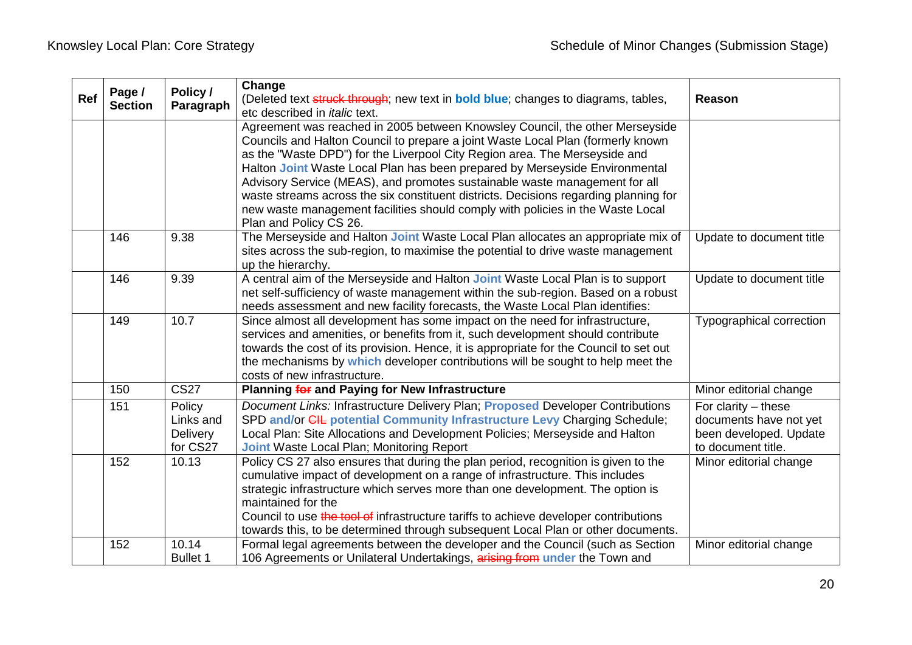| Ref | Page / Section | Policy / Paragraph | Change (Deleted text ~~struck through~~; new text in **bold blue**; changes to diagrams, tables, etc described in *italic* text. | Reason |
|---|---|---|---|---|
| | | | Agreement was reached in 2005 between Knowsley Council, the other Merseyside Councils and Halton Council to prepare a joint Waste Local Plan (formerly known as the "Waste DPD") for the Liverpool City Region area. The Merseyside and Halton **Joint** Waste Local Plan has been prepared by Merseyside Environmental Advisory Service (MEAS), and promotes sustainable waste management for all waste streams across the six constituent districts. Decisions regarding planning for new waste management facilities should comply with policies in the Waste Local Plan and Policy CS 26. | |
| | 146 | 9.38 | The Merseyside and Halton **Joint** Waste Local Plan allocates an appropriate mix of sites across the sub-region, to maximise the potential to drive waste management up the hierarchy. | Update to document title |
| | 146 | 9.39 | A central aim of the Merseyside and Halton **Joint** Waste Local Plan is to support net self-sufficiency of waste management within the sub-region. Based on a robust needs assessment and new facility forecasts, the Waste Local Plan identifies: | Update to document title |
| | 149 | 10.7 | Since almost all development has some impact on the need for infrastructure, services and amenities, or benefits from it, such development should contribute towards the cost of its provision. Hence, it is appropriate for the Council to set out the mechanisms by **which** developer contributions will be sought to help meet the costs of new infrastructure. | Typographical correction |
| | 150 | CS27 | **Planning ~~for~~ and Paying for New Infrastructure** | Minor editorial change |
| | 151 | Policy Links and Delivery for CS27 | *Document Links:* Infrastructure Delivery Plan; **Proposed** Developer Contributions SPD **and/**or ~~CIL~~ **potential Community Infrastructure Levy** Charging Schedule; Local Plan: Site Allocations and Development Policies; Merseyside and Halton **Joint** Waste Local Plan; Monitoring Report | For clarity – these documents have not yet been developed. Update to document title. |
| | 152 | 10.13 | Policy CS 27 also ensures that during the plan period, recognition is given to the cumulative impact of development on a range of infrastructure. This includes strategic infrastructure which serves more than one development. The option is maintained for the Council to use ~~the tool of~~ infrastructure tariffs to achieve developer contributions towards this, to be determined through subsequent Local Plan or other documents. | Minor editorial change |
| | 152 | 10.14 Bullet 1 | Formal legal agreements between the developer and the Council (such as Section 106 Agreements or Unilateral Undertakings, ~~arising from~~ **under** the Town and | Minor editorial change |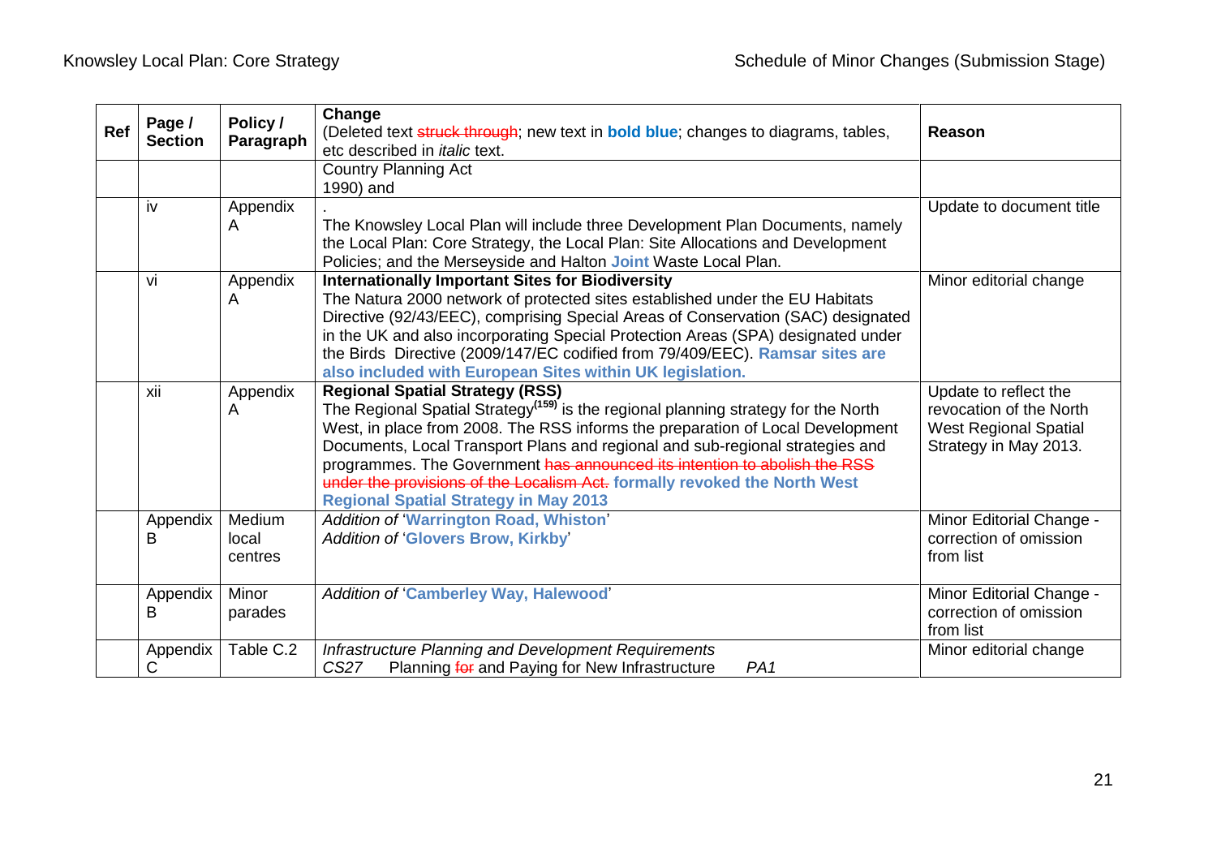| Ref | Page / Section | Policy / Paragraph | Change (Deleted text ~~struck through~~; new text in **bold blue**; changes to diagrams, tables, etc described in *italic* text. | Reason |
|---|---|---|---|---|
| | | | Country Planning Act 1990) and | |
| | iv | Appendix A | . The Knowsley Local Plan will include three Development Plan Documents, namely the Local Plan: Core Strategy, the Local Plan: Site Allocations and Development Policies; and the Merseyside and Halton **Joint** Waste Local Plan. | Update to document title |
| | vi | Appendix A | **Internationally Important Sites for Biodiversity** The Natura 2000 network of protected sites established under the EU Habitats Directive (92/43/EEC), comprising Special Areas of Conservation (SAC) designated in the UK and also incorporating Special Protection Areas (SPA) designated under the Birds Directive (2009/147/EC codified from 79/409/EEC). **Ramsar sites are also included with European Sites within UK legislation.** | Minor editorial change |
| | xii | Appendix A | **Regional Spatial Strategy (RSS)** The Regional Spatial Strategy[159] is the regional planning strategy for the North West, in place from 2008. The RSS informs the preparation of Local Development Documents, Local Transport Plans and regional and sub-regional strategies and programmes. The Government ~~has announced its intention to abolish the RSS under the provisions of the Localism Act.~~ **formally revoked the North West Regional Spatial Strategy in May 2013** | Update to reflect the revocation of the North West Regional Spatial Strategy in May 2013. |
| | Appendix B | Medium local centres | *Addition of* '**Warrington Road, Whiston**' *Addition of* '**Glovers Brow, Kirkby**' | Minor Editorial Change - correction of omission from list |
| | Appendix B | Minor parades | *Addition of* '**Camberley Way, Halewood**' | Minor Editorial Change - correction of omission from list |
| | Appendix C | Table C.2 | *Infrastructure Planning and Development Requirements* *CS27* Planning ~~for~~ and Paying for New Infrastructure *PA1* | Minor editorial change |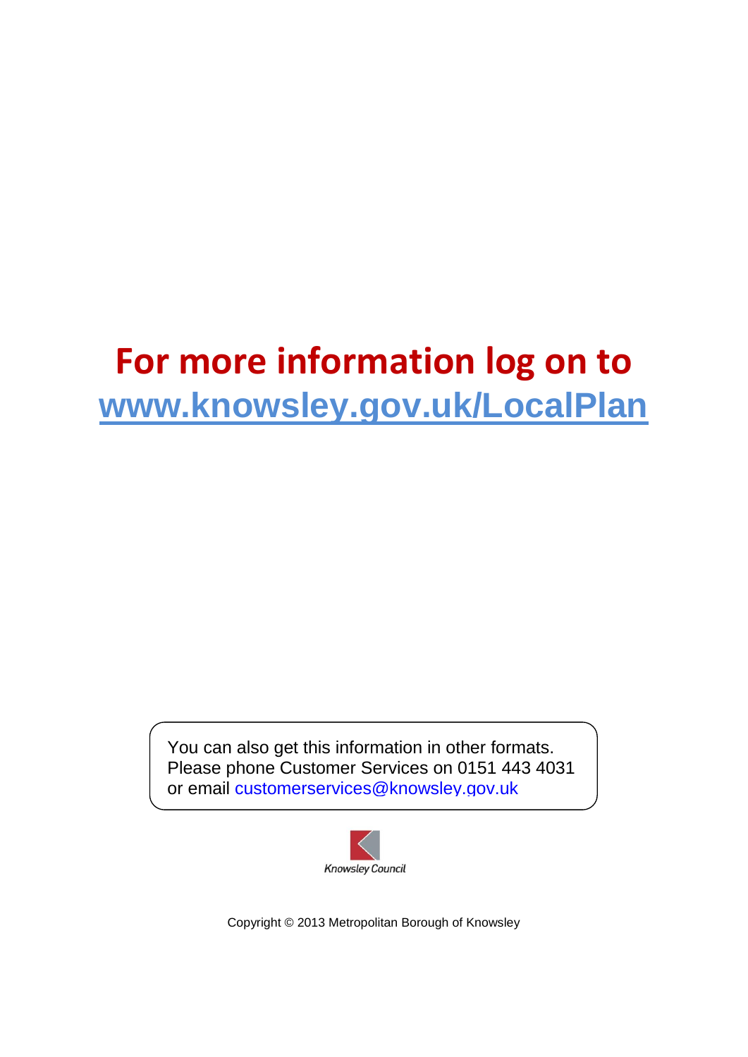# For more information log on to www.knowsley.gov.uk/LocalPlan

You can also get this information in other formats.
Please phone Customer Services on 0151 443 4031
or email customerservices@knowsley.gov.uk

Knowsley Council

Copyright © 2013 Metropolitan Borough of Knowsley